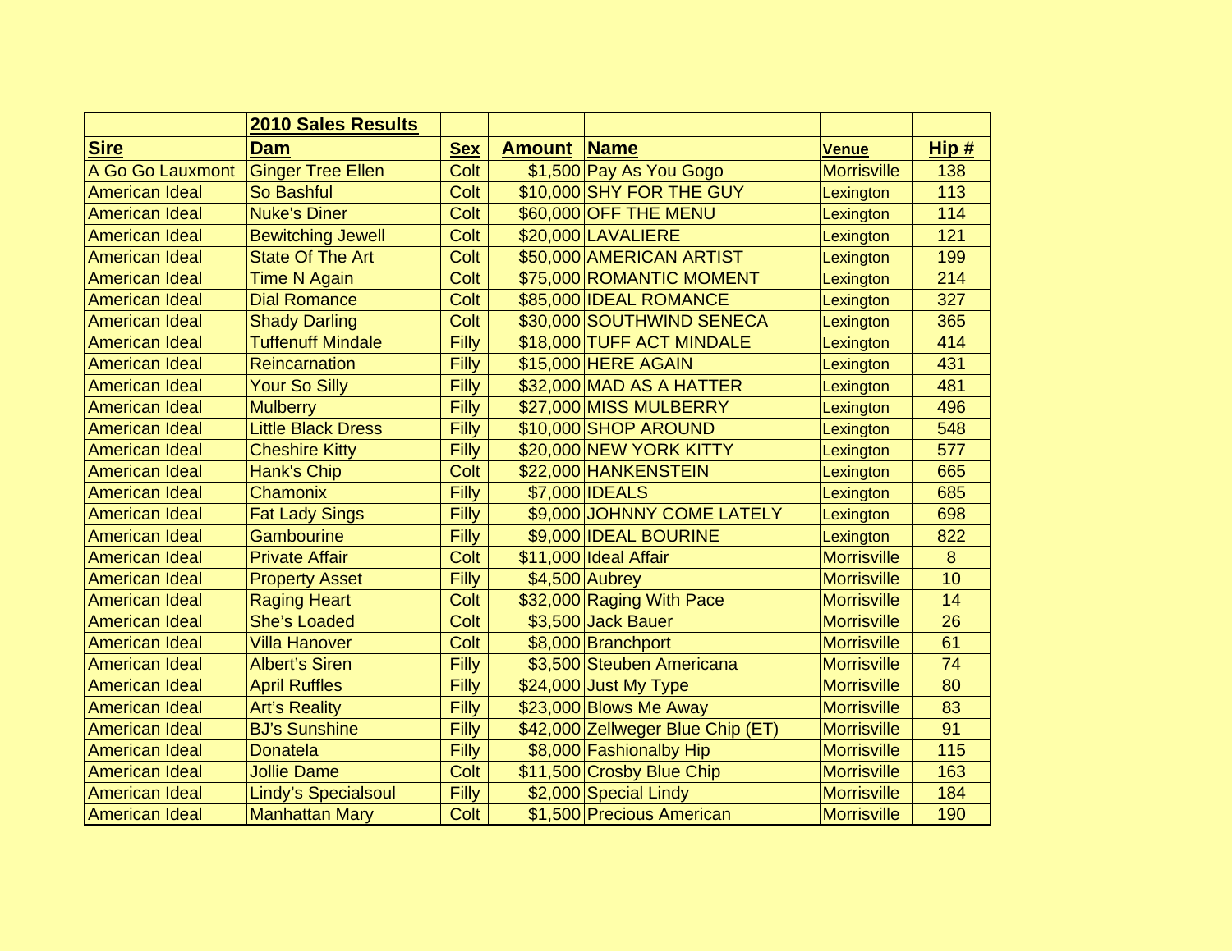| | **2010 Sales Results** | | | | | |
|---|---|---|---|---|---|---|
| **Sire** | **Dam** | **Sex** | **Amount** | **Name** | **Venue** | **Hip #** |
| A Go Go Lauxmont | Ginger Tree Ellen | Colt | $1,500 | Pay As You Gogo | Morrisville | 138 |
| American Ideal | So Bashful | Colt | $10,000 | SHY FOR THE GUY | Lexington | 113 |
| American Ideal | Nuke's Diner | Colt | $60,000 | OFF THE MENU | Lexington | 114 |
| American Ideal | Bewitching Jewell | Colt | $20,000 | LAVALIERE | Lexington | 121 |
| American Ideal | State Of The Art | Colt | $50,000 | AMERICAN ARTIST | Lexington | 199 |
| American Ideal | Time N Again | Colt | $75,000 | ROMANTIC MOMENT | Lexington | 214 |
| American Ideal | Dial Romance | Colt | $85,000 | IDEAL ROMANCE | Lexington | 327 |
| American Ideal | Shady Darling | Colt | $30,000 | SOUTHWIND SENECA | Lexington | 365 |
| American Ideal | Tuffenuff Mindale | Filly | $18,000 | TUFF ACT MINDALE | Lexington | 414 |
| American Ideal | Reincarnation | Filly | $15,000 | HERE AGAIN | Lexington | 431 |
| American Ideal | Your So Silly | Filly | $32,000 | MAD AS A HATTER | Lexington | 481 |
| American Ideal | Mulberry | Filly | $27,000 | MISS MULBERRY | Lexington | 496 |
| American Ideal | Little Black Dress | Filly | $10,000 | SHOP AROUND | Lexington | 548 |
| American Ideal | Cheshire Kitty | Filly | $20,000 | NEW YORK KITTY | Lexington | 577 |
| American Ideal | Hank's Chip | Colt | $22,000 | HANKENSTEIN | Lexington | 665 |
| American Ideal | Chamonix | Filly | $7,000 | IDEALS | Lexington | 685 |
| American Ideal | Fat Lady Sings | Filly | $9,000 | JOHNNY COME LATELY | Lexington | 698 |
| American Ideal | Gambourine | Filly | $9,000 | IDEAL BOURINE | Lexington | 822 |
| American Ideal | Private Affair | Colt | $11,000 | Ideal Affair | Morrisville | 8 |
| American Ideal | Property Asset | Filly | $4,500 | Aubrey | Morrisville | 10 |
| American Ideal | Raging Heart | Colt | $32,000 | Raging With Pace | Morrisville | 14 |
| American Ideal | She's Loaded | Colt | $3,500 | Jack Bauer | Morrisville | 26 |
| American Ideal | Villa Hanover | Colt | $8,000 | Branchport | Morrisville | 61 |
| American Ideal | Albert's Siren | Filly | $3,500 | Steuben Americana | Morrisville | 74 |
| American Ideal | April Ruffles | Filly | $24,000 | Just My Type | Morrisville | 80 |
| American Ideal | Art's Reality | Filly | $23,000 | Blows Me Away | Morrisville | 83 |
| American Ideal | BJ's Sunshine | Filly | $42,000 | Zellweger Blue Chip (ET) | Morrisville | 91 |
| American Ideal | Donatela | Filly | $8,000 | Fashionalby Hip | Morrisville | 115 |
| American Ideal | Jollie Dame | Colt | $11,500 | Crosby Blue Chip | Morrisville | 163 |
| American Ideal | Lindy's Specialsoul | Filly | $2,000 | Special Lindy | Morrisville | 184 |
| American Ideal | Manhattan Mary | Colt | $1,500 | Precious American | Morrisville | 190 |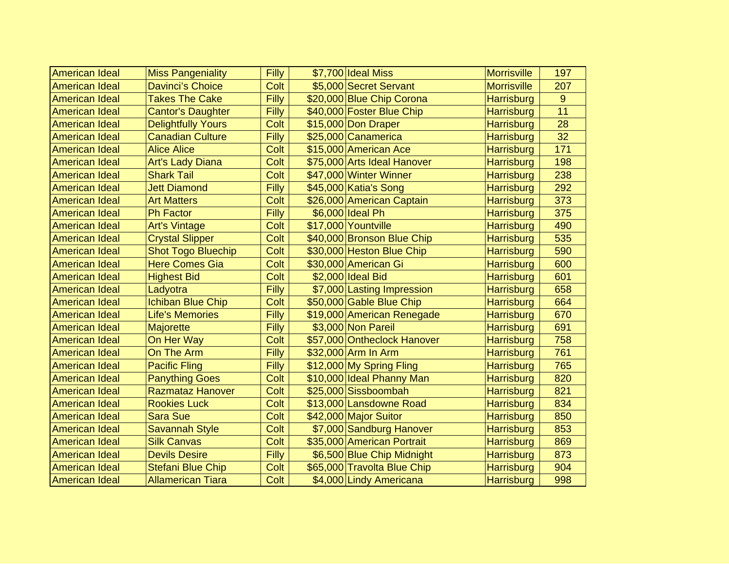| | | | | | | |
|---|---|---|---|---|---|---|
| American Ideal | Miss Pangeniality | Filly | $7,700 | Ideal Miss | Morrisville | 197 |
| American Ideal | Davinci's Choice | Colt | $5,000 | Secret Servant | Morrisville | 207 |
| American Ideal | Takes The Cake | Filly | $20,000 | Blue Chip Corona | Harrisburg | 9 |
| American Ideal | Cantor's Daughter | Filly | $40,000 | Foster Blue Chip | Harrisburg | 11 |
| American Ideal | Delightfully Yours | Colt | $15,000 | Don Draper | Harrisburg | 28 |
| American Ideal | Canadian Culture | Filly | $25,000 | Canamerica | Harrisburg | 32 |
| American Ideal | Alice Alice | Colt | $15,000 | American Ace | Harrisburg | 171 |
| American Ideal | Art's Lady Diana | Colt | $75,000 | Arts Ideal Hanover | Harrisburg | 198 |
| American Ideal | Shark Tail | Colt | $47,000 | Winter Winner | Harrisburg | 238 |
| American Ideal | Jett Diamond | Filly | $45,000 | Katia's Song | Harrisburg | 292 |
| American Ideal | Art Matters | Colt | $26,000 | American Captain | Harrisburg | 373 |
| American Ideal | Ph Factor | Filly | $6,000 | Ideal Ph | Harrisburg | 375 |
| American Ideal | Art's Vintage | Colt | $17,000 | Yountville | Harrisburg | 490 |
| American Ideal | Crystal Slipper | Colt | $40,000 | Bronson Blue Chip | Harrisburg | 535 |
| American Ideal | Shot Togo Bluechip | Colt | $30,000 | Heston Blue Chip | Harrisburg | 590 |
| American Ideal | Here Comes Gia | Colt | $30,000 | American Gi | Harrisburg | 600 |
| American Ideal | Highest Bid | Colt | $2,000 | Ideal Bid | Harrisburg | 601 |
| American Ideal | Ladyotra | Filly | $7,000 | Lasting Impression | Harrisburg | 658 |
| American Ideal | Ichiban Blue Chip | Colt | $50,000 | Gable Blue Chip | Harrisburg | 664 |
| American Ideal | Life's Memories | Filly | $19,000 | American Renegade | Harrisburg | 670 |
| American Ideal | Majorette | Filly | $3,000 | Non Pareil | Harrisburg | 691 |
| American Ideal | On Her Way | Colt | $57,000 | Ontheclock Hanover | Harrisburg | 758 |
| American Ideal | On The Arm | Filly | $32,000 | Arm In Arm | Harrisburg | 761 |
| American Ideal | Pacific Fling | Filly | $12,000 | My Spring Fling | Harrisburg | 765 |
| American Ideal | Panything Goes | Colt | $10,000 | Ideal Phanny Man | Harrisburg | 820 |
| American Ideal | Razmataz Hanover | Colt | $25,000 | Sissboombah | Harrisburg | 821 |
| American Ideal | Rookies Luck | Colt | $13,000 | Lansdowne Road | Harrisburg | 834 |
| American Ideal | Sara Sue | Colt | $42,000 | Major Suitor | Harrisburg | 850 |
| American Ideal | Savannah Style | Colt | $7,000 | Sandburg Hanover | Harrisburg | 853 |
| American Ideal | Silk Canvas | Colt | $35,000 | American Portrait | Harrisburg | 869 |
| American Ideal | Devils Desire | Filly | $6,500 | Blue Chip Midnight | Harrisburg | 873 |
| American Ideal | Stefani Blue Chip | Colt | $65,000 | Travolta Blue Chip | Harrisburg | 904 |
| American Ideal | Allamerican Tiara | Colt | $4,000 | Lindy Americana | Harrisburg | 998 |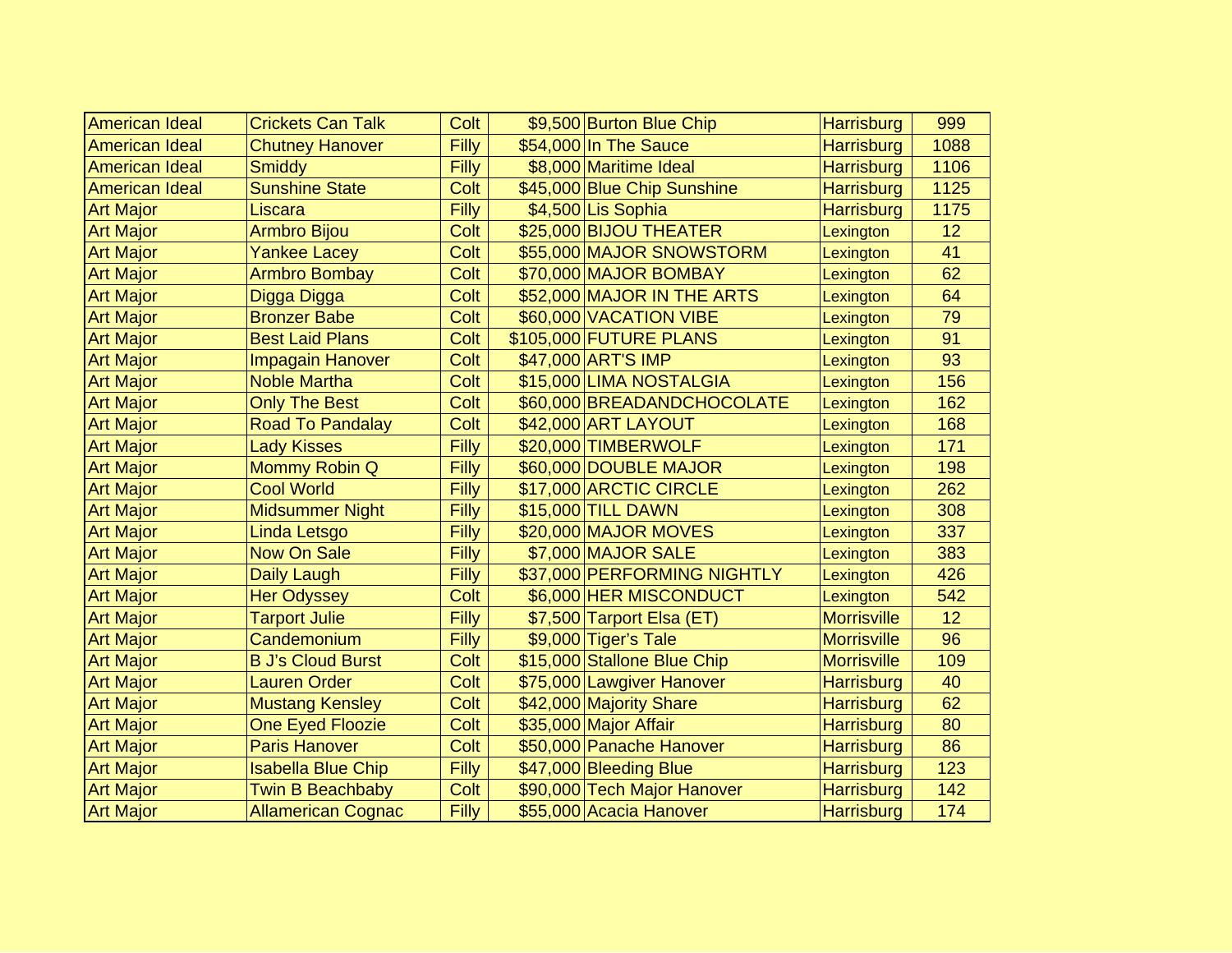| | | | | | | |
|---|---|---|---|---|---|---|
| American Ideal | Crickets Can Talk | Colt | $9,500 | Burton Blue Chip | Harrisburg | 999 |
| American Ideal | Chutney Hanover | Filly | $54,000 | In The Sauce | Harrisburg | 1088 |
| American Ideal | Smiddy | Filly | $8,000 | Maritime Ideal | Harrisburg | 1106 |
| American Ideal | Sunshine State | Colt | $45,000 | Blue Chip Sunshine | Harrisburg | 1125 |
| Art Major | Liscara | Filly | $4,500 | Lis Sophia | Harrisburg | 1175 |
| Art Major | Armbro Bijou | Colt | $25,000 | BIJOU THEATER | Lexington | 12 |
| Art Major | Yankee Lacey | Colt | $55,000 | MAJOR SNOWSTORM | Lexington | 41 |
| Art Major | Armbro Bombay | Colt | $70,000 | MAJOR BOMBAY | Lexington | 62 |
| Art Major | Digga Digga | Colt | $52,000 | MAJOR IN THE ARTS | Lexington | 64 |
| Art Major | Bronzer Babe | Colt | $60,000 | VACATION VIBE | Lexington | 79 |
| Art Major | Best Laid Plans | Colt | $105,000 | FUTURE PLANS | Lexington | 91 |
| Art Major | Impagain Hanover | Colt | $47,000 | ART'S IMP | Lexington | 93 |
| Art Major | Noble Martha | Colt | $15,000 | LIMA NOSTALGIA | Lexington | 156 |
| Art Major | Only The Best | Colt | $60,000 | BREADANDCHOCOLATE | Lexington | 162 |
| Art Major | Road To Pandalay | Colt | $42,000 | ART LAYOUT | Lexington | 168 |
| Art Major | Lady Kisses | Filly | $20,000 | TIMBERWOLF | Lexington | 171 |
| Art Major | Mommy Robin Q | Filly | $60,000 | DOUBLE MAJOR | Lexington | 198 |
| Art Major | Cool World | Filly | $17,000 | ARCTIC CIRCLE | Lexington | 262 |
| Art Major | Midsummer Night | Filly | $15,000 | TILL DAWN | Lexington | 308 |
| Art Major | Linda Letsgo | Filly | $20,000 | MAJOR MOVES | Lexington | 337 |
| Art Major | Now On Sale | Filly | $7,000 | MAJOR SALE | Lexington | 383 |
| Art Major | Daily Laugh | Filly | $37,000 | PERFORMING NIGHTLY | Lexington | 426 |
| Art Major | Her Odyssey | Colt | $6,000 | HER MISCONDUCT | Lexington | 542 |
| Art Major | Tarport Julie | Filly | $7,500 | Tarport Elsa (ET) | Morrisville | 12 |
| Art Major | Candemonium | Filly | $9,000 | Tiger's Tale | Morrisville | 96 |
| Art Major | B J's Cloud Burst | Colt | $15,000 | Stallone Blue Chip | Morrisville | 109 |
| Art Major | Lauren Order | Colt | $75,000 | Lawgiver Hanover | Harrisburg | 40 |
| Art Major | Mustang Kensley | Colt | $42,000 | Majority Share | Harrisburg | 62 |
| Art Major | One Eyed Floozie | Colt | $35,000 | Major Affair | Harrisburg | 80 |
| Art Major | Paris Hanover | Colt | $50,000 | Panache Hanover | Harrisburg | 86 |
| Art Major | Isabella Blue Chip | Filly | $47,000 | Bleeding Blue | Harrisburg | 123 |
| Art Major | Twin B Beachbaby | Colt | $90,000 | Tech Major Hanover | Harrisburg | 142 |
| Art Major | Allamerican Cognac | Filly | $55,000 | Acacia Hanover | Harrisburg | 174 |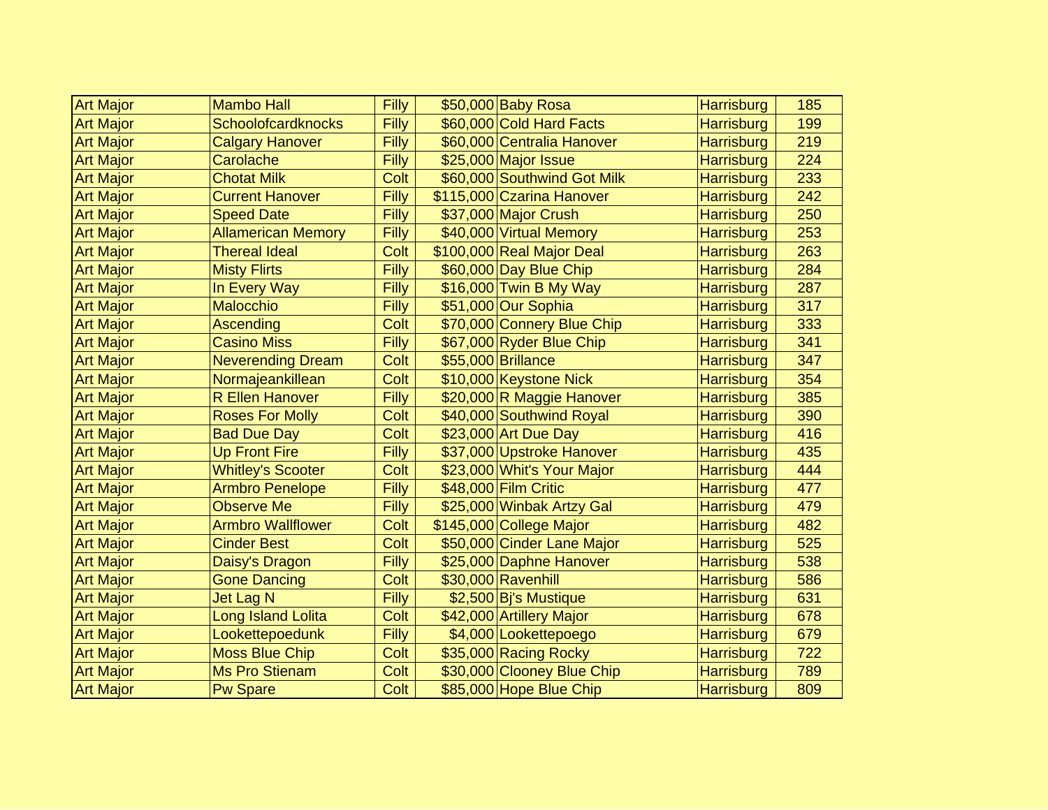| Art Major | Mambo Hall | Filly | $50,000 | Baby Rosa | Harrisburg | 185 |
|---|---|---|---|---|---|---|
| Art Major | Schoolofcardknocks | Filly | $60,000 | Cold Hard Facts | Harrisburg | 199 |
| Art Major | Calgary Hanover | Filly | $60,000 | Centralia Hanover | Harrisburg | 219 |
| Art Major | Carolache | Filly | $25,000 | Major Issue | Harrisburg | 224 |
| Art Major | Chotat Milk | Colt | $60,000 | Southwind Got Milk | Harrisburg | 233 |
| Art Major | Current Hanover | Filly | $115,000 | Czarina Hanover | Harrisburg | 242 |
| Art Major | Speed Date | Filly | $37,000 | Major Crush | Harrisburg | 250 |
| Art Major | Allamerican Memory | Filly | $40,000 | Virtual Memory | Harrisburg | 253 |
| Art Major | Thereal Ideal | Colt | $100,000 | Real Major Deal | Harrisburg | 263 |
| Art Major | Misty Flirts | Filly | $60,000 | Day Blue Chip | Harrisburg | 284 |
| Art Major | In Every Way | Filly | $16,000 | Twin B My Way | Harrisburg | 287 |
| Art Major | Malocchio | Filly | $51,000 | Our Sophia | Harrisburg | 317 |
| Art Major | Ascending | Colt | $70,000 | Connery Blue Chip | Harrisburg | 333 |
| Art Major | Casino Miss | Filly | $67,000 | Ryder Blue Chip | Harrisburg | 341 |
| Art Major | Neverending Dream | Colt | $55,000 | Brillance | Harrisburg | 347 |
| Art Major | Normajeankillean | Colt | $10,000 | Keystone Nick | Harrisburg | 354 |
| Art Major | R Ellen Hanover | Filly | $20,000 | R Maggie Hanover | Harrisburg | 385 |
| Art Major | Roses For Molly | Colt | $40,000 | Southwind Royal | Harrisburg | 390 |
| Art Major | Bad Due Day | Colt | $23,000 | Art Due Day | Harrisburg | 416 |
| Art Major | Up Front Fire | Filly | $37,000 | Upstroke Hanover | Harrisburg | 435 |
| Art Major | Whitley's Scooter | Colt | $23,000 | Whit's Your Major | Harrisburg | 444 |
| Art Major | Armbro Penelope | Filly | $48,000 | Film Critic | Harrisburg | 477 |
| Art Major | Observe Me | Filly | $25,000 | Winbak Artzy Gal | Harrisburg | 479 |
| Art Major | Armbro Wallflower | Colt | $145,000 | College Major | Harrisburg | 482 |
| Art Major | Cinder Best | Colt | $50,000 | Cinder Lane Major | Harrisburg | 525 |
| Art Major | Daisy's Dragon | Filly | $25,000 | Daphne Hanover | Harrisburg | 538 |
| Art Major | Gone Dancing | Colt | $30,000 | Ravenhill | Harrisburg | 586 |
| Art Major | Jet Lag N | Filly | $2,500 | Bj's Mustique | Harrisburg | 631 |
| Art Major | Long Island Lolita | Colt | $42,000 | Artillery Major | Harrisburg | 678 |
| Art Major | Lookettepoedunk | Filly | $4,000 | Lookettepoego | Harrisburg | 679 |
| Art Major | Moss Blue Chip | Colt | $35,000 | Racing Rocky | Harrisburg | 722 |
| Art Major | Ms Pro Stienam | Colt | $30,000 | Clooney Blue Chip | Harrisburg | 789 |
| Art Major | Pw Spare | Colt | $85,000 | Hope Blue Chip | Harrisburg | 809 |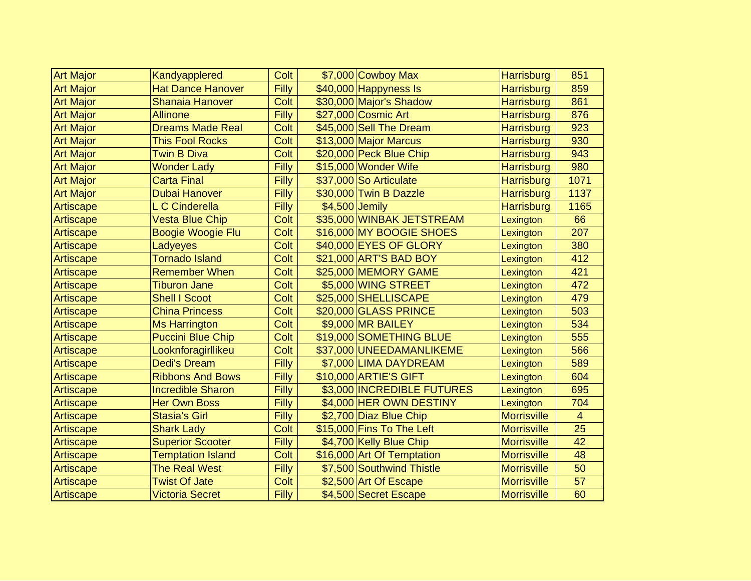| | | | | | | |
|---|---|---|---|---|---|---|
| Art Major | Kandyapplered | Colt | $7,000 | Cowboy Max | Harrisburg | 851 |
| Art Major | Hat Dance Hanover | Filly | $40,000 | Happyness Is | Harrisburg | 859 |
| Art Major | Shanaia Hanover | Colt | $30,000 | Major's Shadow | Harrisburg | 861 |
| Art Major | Allinone | Filly | $27,000 | Cosmic Art | Harrisburg | 876 |
| Art Major | Dreams Made Real | Colt | $45,000 | Sell The Dream | Harrisburg | 923 |
| Art Major | This Fool Rocks | Colt | $13,000 | Major Marcus | Harrisburg | 930 |
| Art Major | Twin B Diva | Colt | $20,000 | Peck Blue Chip | Harrisburg | 943 |
| Art Major | Wonder Lady | Filly | $15,000 | Wonder Wife | Harrisburg | 980 |
| Art Major | Carta Final | Filly | $37,000 | So Articulate | Harrisburg | 1071 |
| Art Major | Dubai Hanover | Filly | $30,000 | Twin B Dazzle | Harrisburg | 1137 |
| Artiscape | L C Cinderella | Filly | $4,500 | Jemily | Harrisburg | 1165 |
| Artiscape | Vesta Blue Chip | Colt | $35,000 | WINBAK JETSTREAM | Lexington | 66 |
| Artiscape | Boogie Woogie Flu | Colt | $16,000 | MY BOOGIE SHOES | Lexington | 207 |
| Artiscape | Ladyeyes | Colt | $40,000 | EYES OF GLORY | Lexington | 380 |
| Artiscape | Tornado Island | Colt | $21,000 | ART'S BAD BOY | Lexington | 412 |
| Artiscape | Remember When | Colt | $25,000 | MEMORY GAME | Lexington | 421 |
| Artiscape | Tiburon Jane | Colt | $5,000 | WING STREET | Lexington | 472 |
| Artiscape | Shell I Scoot | Colt | $25,000 | SHELLISCAPE | Lexington | 479 |
| Artiscape | China Princess | Colt | $20,000 | GLASS PRINCE | Lexington | 503 |
| Artiscape | Ms Harrington | Colt | $9,000 | MR BAILEY | Lexington | 534 |
| Artiscape | Puccini Blue Chip | Colt | $19,000 | SOMETHING BLUE | Lexington | 555 |
| Artiscape | Looknforagirllikeu | Colt | $37,000 | UNEEDAMANLIKEME | Lexington | 566 |
| Artiscape | Dedi's Dream | Filly | $7,000 | LIMA DAYDREAM | Lexington | 589 |
| Artiscape | Ribbons And Bows | Filly | $10,000 | ARTIE'S GIFT | Lexington | 604 |
| Artiscape | Incredible Sharon | Filly | $3,000 | INCREDIBLE FUTURES | Lexington | 695 |
| Artiscape | Her Own Boss | Filly | $4,000 | HER OWN DESTINY | Lexington | 704 |
| Artiscape | Stasia's Girl | Filly | $2,700 | Diaz Blue Chip | Morrisville | 4 |
| Artiscape | Shark Lady | Colt | $15,000 | Fins To The Left | Morrisville | 25 |
| Artiscape | Superior Scooter | Filly | $4,700 | Kelly Blue Chip | Morrisville | 42 |
| Artiscape | Temptation Island | Colt | $16,000 | Art Of Temptation | Morrisville | 48 |
| Artiscape | The Real West | Filly | $7,500 | Southwind Thistle | Morrisville | 50 |
| Artiscape | Twist Of Jate | Colt | $2,500 | Art Of Escape | Morrisville | 57 |
| Artiscape | Victoria Secret | Filly | $4,500 | Secret Escape | Morrisville | 60 |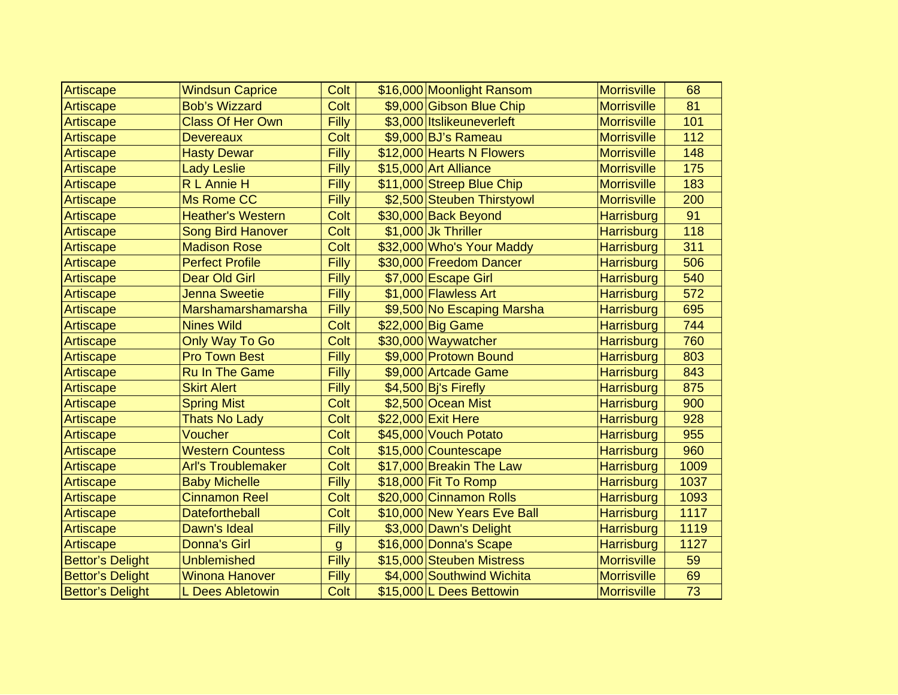| | | | | | | |
|---|---|---|---|---|---|---|
| Artiscape | Windsun Caprice | Colt | $16,000 | Moonlight Ransom | Morrisville | 68 |
| Artiscape | Bob's Wizzard | Colt | $9,000 | Gibson Blue Chip | Morrisville | 81 |
| Artiscape | Class Of Her Own | Filly | $3,000 | Itslikeuneverleft | Morrisville | 101 |
| Artiscape | Devereaux | Colt | $9,000 | BJ's Rameau | Morrisville | 112 |
| Artiscape | Hasty Dewar | Filly | $12,000 | Hearts N Flowers | Morrisville | 148 |
| Artiscape | Lady Leslie | Filly | $15,000 | Art Alliance | Morrisville | 175 |
| Artiscape | R L Annie H | Filly | $11,000 | Streep Blue Chip | Morrisville | 183 |
| Artiscape | Ms Rome CC | Filly | $2,500 | Steuben Thirstyowl | Morrisville | 200 |
| Artiscape | Heather's Western | Colt | $30,000 | Back Beyond | Harrisburg | 91 |
| Artiscape | Song Bird Hanover | Colt | $1,000 | Jk Thriller | Harrisburg | 118 |
| Artiscape | Madison Rose | Colt | $32,000 | Who's Your Maddy | Harrisburg | 311 |
| Artiscape | Perfect Profile | Filly | $30,000 | Freedom Dancer | Harrisburg | 506 |
| Artiscape | Dear Old Girl | Filly | $7,000 | Escape Girl | Harrisburg | 540 |
| Artiscape | Jenna Sweetie | Filly | $1,000 | Flawless Art | Harrisburg | 572 |
| Artiscape | Marshamarshamarsha | Filly | $9,500 | No Escaping Marsha | Harrisburg | 695 |
| Artiscape | Nines Wild | Colt | $22,000 | Big Game | Harrisburg | 744 |
| Artiscape | Only Way To Go | Colt | $30,000 | Waywatcher | Harrisburg | 760 |
| Artiscape | Pro Town Best | Filly | $9,000 | Protown Bound | Harrisburg | 803 |
| Artiscape | Ru In The Game | Filly | $9,000 | Artcade Game | Harrisburg | 843 |
| Artiscape | Skirt Alert | Filly | $4,500 | Bj's Firefly | Harrisburg | 875 |
| Artiscape | Spring Mist | Colt | $2,500 | Ocean Mist | Harrisburg | 900 |
| Artiscape | Thats No Lady | Colt | $22,000 | Exit Here | Harrisburg | 928 |
| Artiscape | Voucher | Colt | $45,000 | Vouch Potato | Harrisburg | 955 |
| Artiscape | Western Countess | Colt | $15,000 | Countescape | Harrisburg | 960 |
| Artiscape | Arl's Troublemaker | Colt | $17,000 | Breakin The Law | Harrisburg | 1009 |
| Artiscape | Baby Michelle | Filly | $18,000 | Fit To Romp | Harrisburg | 1037 |
| Artiscape | Cinnamon Reel | Colt | $20,000 | Cinnamon Rolls | Harrisburg | 1093 |
| Artiscape | Datefortheball | Colt | $10,000 | New Years Eve Ball | Harrisburg | 1117 |
| Artiscape | Dawn's Ideal | Filly | $3,000 | Dawn's Delight | Harrisburg | 1119 |
| Artiscape | Donna's Girl | g | $16,000 | Donna's Scape | Harrisburg | 1127 |
| Bettor's Delight | Unblemished | Filly | $15,000 | Steuben Mistress | Morrisville | 59 |
| Bettor's Delight | Winona Hanover | Filly | $4,000 | Southwind Wichita | Morrisville | 69 |
| Bettor's Delight | L Dees Abletowin | Colt | $15,000 | L Dees Bettowin | Morrisville | 73 |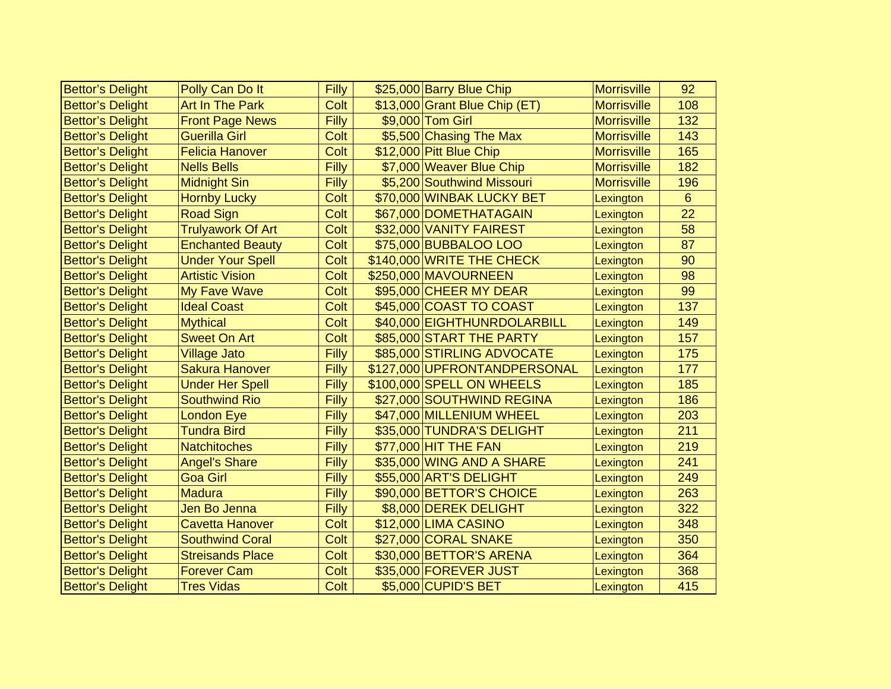| Bettor's Delight | Polly Can Do It | Filly | $25,000 | Barry Blue Chip | Morrisville | 92 |
|---|---|---|---|---|---|---|
| Bettor's Delight | Art In The Park | Colt | $13,000 | Grant Blue Chip (ET) | Morrisville | 108 |
| Bettor's Delight | Front Page News | Filly | $9,000 | Tom Girl | Morrisville | 132 |
| Bettor's Delight | Guerilla Girl | Colt | $5,500 | Chasing The Max | Morrisville | 143 |
| Bettor's Delight | Felicia Hanover | Colt | $12,000 | Pitt Blue Chip | Morrisville | 165 |
| Bettor's Delight | Nells Bells | Filly | $7,000 | Weaver Blue Chip | Morrisville | 182 |
| Bettor's Delight | Midnight Sin | Filly | $5,200 | Southwind Missouri | Morrisville | 196 |
| Bettor's Delight | Hornby Lucky | Colt | $70,000 | WINBAK LUCKY BET | Lexington | 6 |
| Bettor's Delight | Road Sign | Colt | $67,000 | DOMETHATAGAIN | Lexington | 22 |
| Bettor's Delight | Trulyawork Of Art | Colt | $32,000 | VANITY FAIREST | Lexington | 58 |
| Bettor's Delight | Enchanted Beauty | Colt | $75,000 | BUBBALOO LOO | Lexington | 87 |
| Bettor's Delight | Under Your Spell | Colt | $140,000 | WRITE THE CHECK | Lexington | 90 |
| Bettor's Delight | Artistic Vision | Colt | $250,000 | MAVOURNEEN | Lexington | 98 |
| Bettor's Delight | My Fave Wave | Colt | $95,000 | CHEER MY DEAR | Lexington | 99 |
| Bettor's Delight | Ideal Coast | Colt | $45,000 | COAST TO COAST | Lexington | 137 |
| Bettor's Delight | Mythical | Colt | $40,000 | EIGHTHUNRDOLARBILL | Lexington | 149 |
| Bettor's Delight | Sweet On Art | Colt | $85,000 | START THE PARTY | Lexington | 157 |
| Bettor's Delight | Village Jato | Filly | $85,000 | STIRLING ADVOCATE | Lexington | 175 |
| Bettor's Delight | Sakura Hanover | Filly | $127,000 | UPFRONTANDPERSONAL | Lexington | 177 |
| Bettor's Delight | Under Her Spell | Filly | $100,000 | SPELL ON WHEELS | Lexington | 185 |
| Bettor's Delight | Southwind Rio | Filly | $27,000 | SOUTHWIND REGINA | Lexington | 186 |
| Bettor's Delight | London Eye | Filly | $47,000 | MILLENIUM WHEEL | Lexington | 203 |
| Bettor's Delight | Tundra Bird | Filly | $35,000 | TUNDRA'S DELIGHT | Lexington | 211 |
| Bettor's Delight | Natchitoches | Filly | $77,000 | HIT THE FAN | Lexington | 219 |
| Bettor's Delight | Angel's Share | Filly | $35,000 | WING AND A SHARE | Lexington | 241 |
| Bettor's Delight | Goa Girl | Filly | $55,000 | ART'S DELIGHT | Lexington | 249 |
| Bettor's Delight | Madura | Filly | $90,000 | BETTOR'S CHOICE | Lexington | 263 |
| Bettor's Delight | Jen Bo Jenna | Filly | $8,000 | DEREK DELIGHT | Lexington | 322 |
| Bettor's Delight | Cavetta Hanover | Colt | $12,000 | LIMA CASINO | Lexington | 348 |
| Bettor's Delight | Southwind Coral | Colt | $27,000 | CORAL SNAKE | Lexington | 350 |
| Bettor's Delight | Streisands Place | Colt | $30,000 | BETTOR'S ARENA | Lexington | 364 |
| Bettor's Delight | Forever Cam | Colt | $35,000 | FOREVER JUST | Lexington | 368 |
| Bettor's Delight | Tres Vidas | Colt | $5,000 | CUPID'S BET | Lexington | 415 |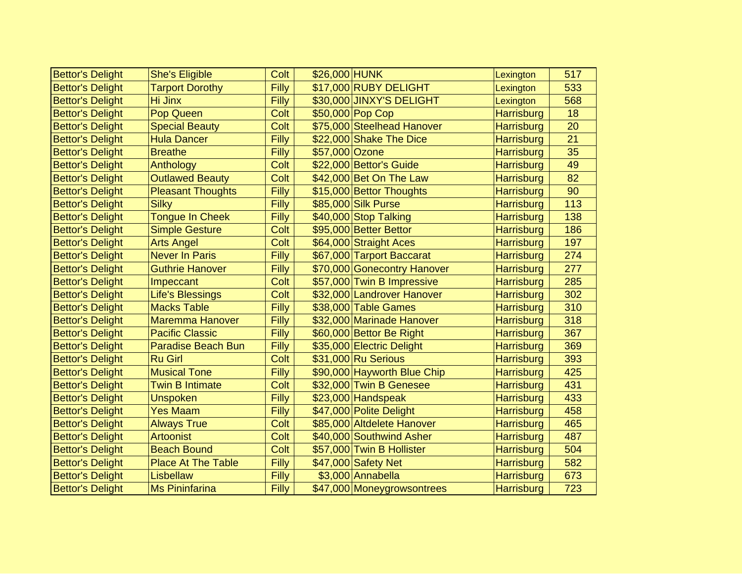| Bettor's Delight | She's Eligible | Colt | $26,000 | HUNK | Lexington | 517 |
|---|---|---|---|---|---|---|
| Bettor's Delight | Tarport Dorothy | Filly | $17,000 | RUBY DELIGHT | Lexington | 533 |
| Bettor's Delight | Hi Jinx | Filly | $30,000 | JINXY'S DELIGHT | Lexington | 568 |
| Bettor's Delight | Pop Queen | Colt | $50,000 | Pop Cop | Harrisburg | 18 |
| Bettor's Delight | Special Beauty | Colt | $75,000 | Steelhead Hanover | Harrisburg | 20 |
| Bettor's Delight | Hula Dancer | Filly | $22,000 | Shake The Dice | Harrisburg | 21 |
| Bettor's Delight | Breathe | Filly | $57,000 | Ozone | Harrisburg | 35 |
| Bettor's Delight | Anthology | Colt | $22,000 | Bettor's Guide | Harrisburg | 49 |
| Bettor's Delight | Outlawed Beauty | Colt | $42,000 | Bet On The Law | Harrisburg | 82 |
| Bettor's Delight | Pleasant Thoughts | Filly | $15,000 | Bettor Thoughts | Harrisburg | 90 |
| Bettor's Delight | Silky | Filly | $85,000 | Silk Purse | Harrisburg | 113 |
| Bettor's Delight | Tongue In Cheek | Filly | $40,000 | Stop Talking | Harrisburg | 138 |
| Bettor's Delight | Simple Gesture | Colt | $95,000 | Better Bettor | Harrisburg | 186 |
| Bettor's Delight | Arts Angel | Colt | $64,000 | Straight Aces | Harrisburg | 197 |
| Bettor's Delight | Never In Paris | Filly | $67,000 | Tarport Baccarat | Harrisburg | 274 |
| Bettor's Delight | Guthrie Hanover | Filly | $70,000 | Gonecontry Hanover | Harrisburg | 277 |
| Bettor's Delight | Impeccant | Colt | $57,000 | Twin B Impressive | Harrisburg | 285 |
| Bettor's Delight | Life's Blessings | Colt | $32,000 | Landrover Hanover | Harrisburg | 302 |
| Bettor's Delight | Macks Table | Filly | $38,000 | Table Games | Harrisburg | 310 |
| Bettor's Delight | Maremma Hanover | Filly | $32,000 | Marinade Hanover | Harrisburg | 318 |
| Bettor's Delight | Pacific Classic | Filly | $60,000 | Bettor Be Right | Harrisburg | 367 |
| Bettor's Delight | Paradise Beach Bun | Filly | $35,000 | Electric Delight | Harrisburg | 369 |
| Bettor's Delight | Ru Girl | Colt | $31,000 | Ru Serious | Harrisburg | 393 |
| Bettor's Delight | Musical Tone | Filly | $90,000 | Hayworth Blue Chip | Harrisburg | 425 |
| Bettor's Delight | Twin B Intimate | Colt | $32,000 | Twin B Genesee | Harrisburg | 431 |
| Bettor's Delight | Unspoken | Filly | $23,000 | Handspeak | Harrisburg | 433 |
| Bettor's Delight | Yes Maam | Filly | $47,000 | Polite Delight | Harrisburg | 458 |
| Bettor's Delight | Always True | Colt | $85,000 | Altdelete Hanover | Harrisburg | 465 |
| Bettor's Delight | Artoonist | Colt | $40,000 | Southwind Asher | Harrisburg | 487 |
| Bettor's Delight | Beach Bound | Colt | $57,000 | Twin B Hollister | Harrisburg | 504 |
| Bettor's Delight | Place At The Table | Filly | $47,000 | Safety Net | Harrisburg | 582 |
| Bettor's Delight | Lisbellaw | Filly | $3,000 | Annabella | Harrisburg | 673 |
| Bettor's Delight | Ms Pininfarina | Filly | $47,000 | Moneygrowsontrees | Harrisburg | 723 |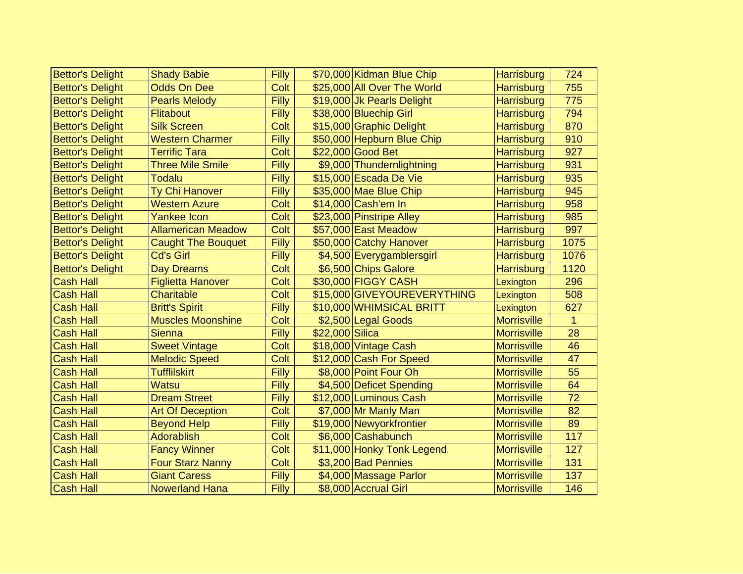| | | | | | | |
|---|---|---|---|---|---|---|
| Bettor's Delight | Shady Babie | Filly | $70,000 | Kidman Blue Chip | Harrisburg | 724 |
| Bettor's Delight | Odds On Dee | Colt | $25,000 | All Over The World | Harrisburg | 755 |
| Bettor's Delight | Pearls Melody | Filly | $19,000 | Jk Pearls Delight | Harrisburg | 775 |
| Bettor's Delight | Flitabout | Filly | $38,000 | Bluechip Girl | Harrisburg | 794 |
| Bettor's Delight | Silk Screen | Colt | $15,000 | Graphic Delight | Harrisburg | 870 |
| Bettor's Delight | Western Charmer | Filly | $50,000 | Hepburn Blue Chip | Harrisburg | 910 |
| Bettor's Delight | Terrific Tara | Colt | $22,000 | Good Bet | Harrisburg | 927 |
| Bettor's Delight | Three Mile Smile | Filly | $9,000 | Thundernlightning | Harrisburg | 931 |
| Bettor's Delight | Todalu | Filly | $15,000 | Escada De Vie | Harrisburg | 935 |
| Bettor's Delight | Ty Chi Hanover | Filly | $35,000 | Mae Blue Chip | Harrisburg | 945 |
| Bettor's Delight | Western Azure | Colt | $14,000 | Cash'em In | Harrisburg | 958 |
| Bettor's Delight | Yankee Icon | Colt | $23,000 | Pinstripe Alley | Harrisburg | 985 |
| Bettor's Delight | Allamerican Meadow | Colt | $57,000 | East Meadow | Harrisburg | 997 |
| Bettor's Delight | Caught The Bouquet | Filly | $50,000 | Catchy Hanover | Harrisburg | 1075 |
| Bettor's Delight | Cd's Girl | Filly | $4,500 | Everygamblersgirl | Harrisburg | 1076 |
| Bettor's Delight | Day Dreams | Colt | $6,500 | Chips Galore | Harrisburg | 1120 |
| Cash Hall | Figlietta Hanover | Colt | $30,000 | FIGGY CASH | Lexington | 296 |
| Cash Hall | Charitable | Colt | $15,000 | GIVEYOUREVERYTHING | Lexington | 508 |
| Cash Hall | Britt's Spirit | Filly | $10,000 | WHIMSICAL BRITT | Lexington | 627 |
| Cash Hall | Muscles Moonshine | Colt | $2,500 | Legal Goods | Morrisville | 1 |
| Cash Hall | Sienna | Filly | $22,000 | Silica | Morrisville | 28 |
| Cash Hall | Sweet Vintage | Colt | $18,000 | Vintage Cash | Morrisville | 46 |
| Cash Hall | Melodic Speed | Colt | $12,000 | Cash For Speed | Morrisville | 47 |
| Cash Hall | Tufflilskirt | Filly | $8,000 | Point Four Oh | Morrisville | 55 |
| Cash Hall | Watsu | Filly | $4,500 | Deficet Spending | Morrisville | 64 |
| Cash Hall | Dream Street | Filly | $12,000 | Luminous Cash | Morrisville | 72 |
| Cash Hall | Art Of Deception | Colt | $7,000 | Mr Manly Man | Morrisville | 82 |
| Cash Hall | Beyond Help | Filly | $19,000 | Newyorkfrontier | Morrisville | 89 |
| Cash Hall | Adorablish | Colt | $6,000 | Cashabunch | Morrisville | 117 |
| Cash Hall | Fancy Winner | Colt | $11,000 | Honky Tonk Legend | Morrisville | 127 |
| Cash Hall | Four Starz Nanny | Colt | $3,200 | Bad Pennies | Morrisville | 131 |
| Cash Hall | Giant Caress | Filly | $4,000 | Massage Parlor | Morrisville | 137 |
| Cash Hall | Nowerland Hana | Filly | $8,000 | Accrual Girl | Morrisville | 146 |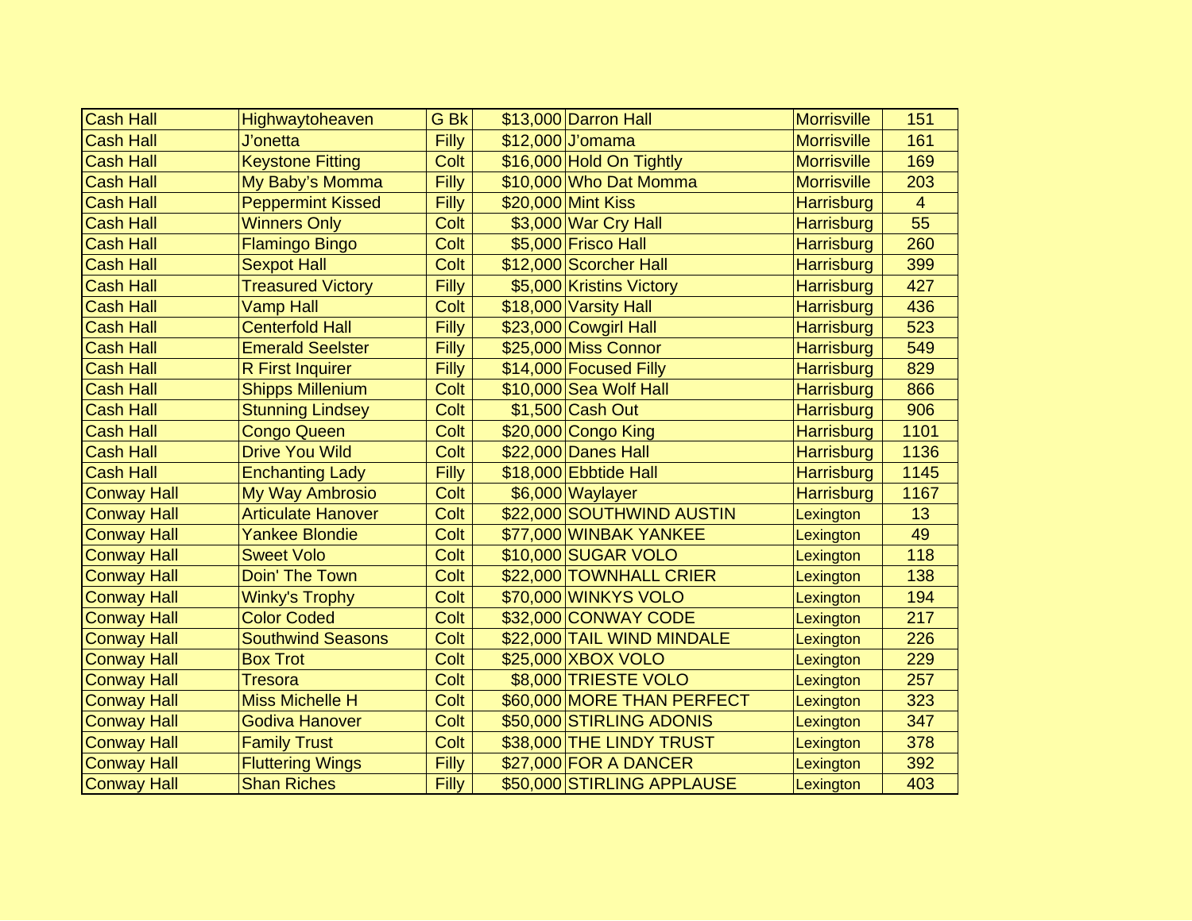| | | | | | | |
|---|---|---|---|---|---|---|
| Cash Hall | Highwaytoheaven | G Bk | $13,000 | Darron Hall | Morrisville | 151 |
| Cash Hall | J'onetta | Filly | $12,000 | J'omama | Morrisville | 161 |
| Cash Hall | Keystone Fitting | Colt | $16,000 | Hold On Tightly | Morrisville | 169 |
| Cash Hall | My Baby's Momma | Filly | $10,000 | Who Dat Momma | Morrisville | 203 |
| Cash Hall | Peppermint Kissed | Filly | $20,000 | Mint Kiss | Harrisburg | 4 |
| Cash Hall | Winners Only | Colt | $3,000 | War Cry Hall | Harrisburg | 55 |
| Cash Hall | Flamingo Bingo | Colt | $5,000 | Frisco Hall | Harrisburg | 260 |
| Cash Hall | Sexpot Hall | Colt | $12,000 | Scorcher Hall | Harrisburg | 399 |
| Cash Hall | Treasured Victory | Filly | $5,000 | Kristins Victory | Harrisburg | 427 |
| Cash Hall | Vamp Hall | Colt | $18,000 | Varsity Hall | Harrisburg | 436 |
| Cash Hall | Centerfold Hall | Filly | $23,000 | Cowgirl Hall | Harrisburg | 523 |
| Cash Hall | Emerald Seelster | Filly | $25,000 | Miss Connor | Harrisburg | 549 |
| Cash Hall | R First Inquirer | Filly | $14,000 | Focused Filly | Harrisburg | 829 |
| Cash Hall | Shipps Millenium | Colt | $10,000 | Sea Wolf Hall | Harrisburg | 866 |
| Cash Hall | Stunning Lindsey | Colt | $1,500 | Cash Out | Harrisburg | 906 |
| Cash Hall | Congo Queen | Colt | $20,000 | Congo King | Harrisburg | 1101 |
| Cash Hall | Drive You Wild | Colt | $22,000 | Danes Hall | Harrisburg | 1136 |
| Cash Hall | Enchanting Lady | Filly | $18,000 | Ebbtide Hall | Harrisburg | 1145 |
| Conway Hall | My Way Ambrosio | Colt | $6,000 | Waylayer | Harrisburg | 1167 |
| Conway Hall | Articulate Hanover | Colt | $22,000 | SOUTHWIND AUSTIN | Lexington | 13 |
| Conway Hall | Yankee Blondie | Colt | $77,000 | WINBAK YANKEE | Lexington | 49 |
| Conway Hall | Sweet Volo | Colt | $10,000 | SUGAR VOLO | Lexington | 118 |
| Conway Hall | Doin' The Town | Colt | $22,000 | TOWNHALL CRIER | Lexington | 138 |
| Conway Hall | Winky's Trophy | Colt | $70,000 | WINKYS VOLO | Lexington | 194 |
| Conway Hall | Color Coded | Colt | $32,000 | CONWAY CODE | Lexington | 217 |
| Conway Hall | Southwind Seasons | Colt | $22,000 | TAIL WIND MINDALE | Lexington | 226 |
| Conway Hall | Box Trot | Colt | $25,000 | XBOX VOLO | Lexington | 229 |
| Conway Hall | Tresora | Colt | $8,000 | TRIESTE VOLO | Lexington | 257 |
| Conway Hall | Miss Michelle H | Colt | $60,000 | MORE THAN PERFECT | Lexington | 323 |
| Conway Hall | Godiva Hanover | Colt | $50,000 | STIRLING ADONIS | Lexington | 347 |
| Conway Hall | Family Trust | Colt | $38,000 | THE LINDY TRUST | Lexington | 378 |
| Conway Hall | Fluttering Wings | Filly | $27,000 | FOR A DANCER | Lexington | 392 |
| Conway Hall | Shan Riches | Filly | $50,000 | STIRLING APPLAUSE | Lexington | 403 |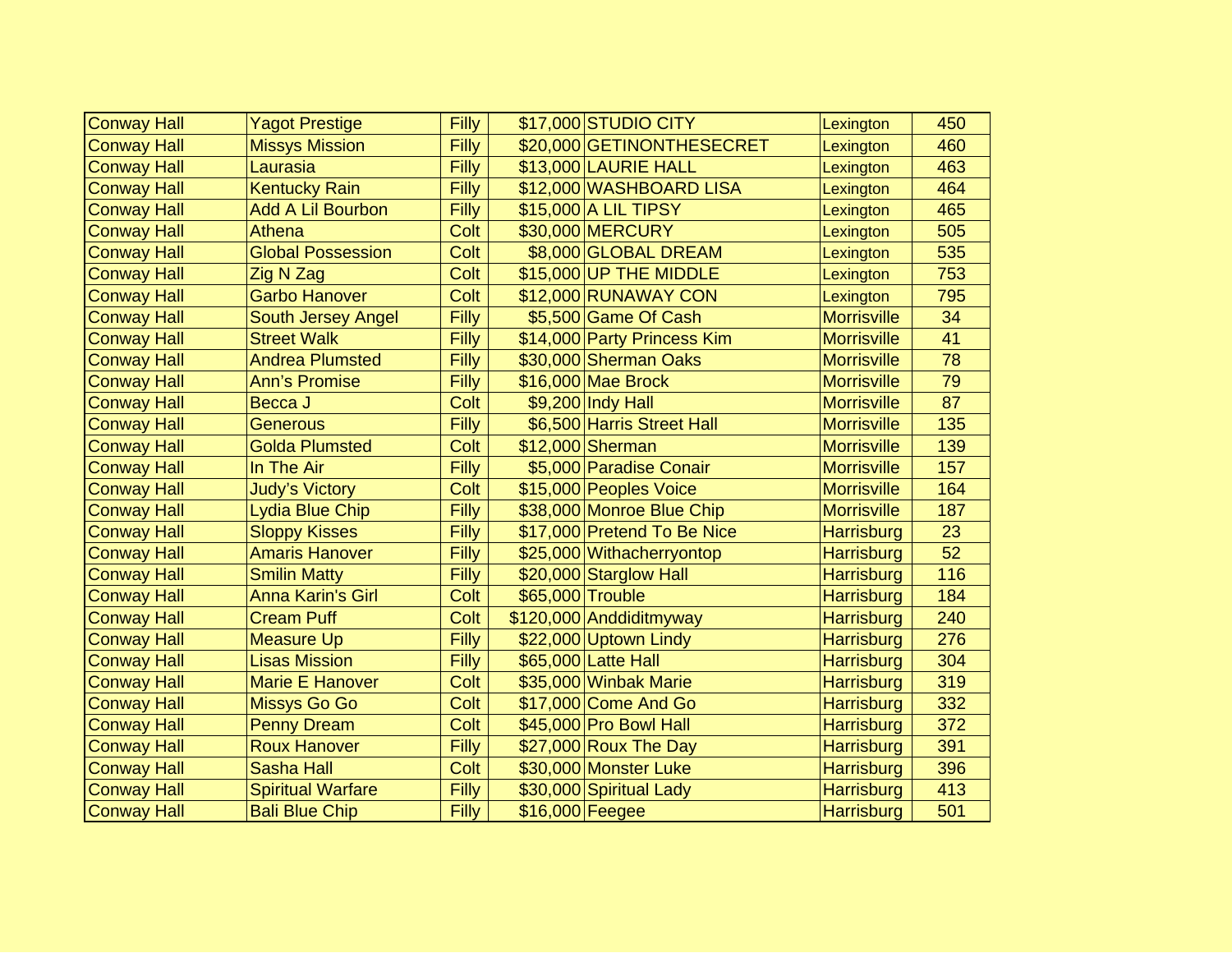| | | | | | | |
|---|---|---|---|---|---|---|
| Conway Hall | Yagot Prestige | Filly | $17,000 | STUDIO CITY | Lexington | 450 |
| Conway Hall | Missys Mission | Filly | $20,000 | GETINONTHESECRET | Lexington | 460 |
| Conway Hall | Laurasia | Filly | $13,000 | LAURIE HALL | Lexington | 463 |
| Conway Hall | Kentucky Rain | Filly | $12,000 | WASHBOARD LISA | Lexington | 464 |
| Conway Hall | Add A Lil Bourbon | Filly | $15,000 | A LIL TIPSY | Lexington | 465 |
| Conway Hall | Athena | Colt | $30,000 | MERCURY | Lexington | 505 |
| Conway Hall | Global Possession | Colt | $8,000 | GLOBAL DREAM | Lexington | 535 |
| Conway Hall | Zig N Zag | Colt | $15,000 | UP THE MIDDLE | Lexington | 753 |
| Conway Hall | Garbo Hanover | Colt | $12,000 | RUNAWAY CON | Lexington | 795 |
| Conway Hall | South Jersey Angel | Filly | $5,500 | Game Of Cash | Morrisville | 34 |
| Conway Hall | Street Walk | Filly | $14,000 | Party Princess Kim | Morrisville | 41 |
| Conway Hall | Andrea Plumsted | Filly | $30,000 | Sherman Oaks | Morrisville | 78 |
| Conway Hall | Ann's Promise | Filly | $16,000 | Mae Brock | Morrisville | 79 |
| Conway Hall | Becca J | Colt | $9,200 | Indy Hall | Morrisville | 87 |
| Conway Hall | Generous | Filly | $6,500 | Harris Street Hall | Morrisville | 135 |
| Conway Hall | Golda Plumsted | Colt | $12,000 | Sherman | Morrisville | 139 |
| Conway Hall | In The Air | Filly | $5,000 | Paradise Conair | Morrisville | 157 |
| Conway Hall | Judy's Victory | Colt | $15,000 | Peoples Voice | Morrisville | 164 |
| Conway Hall | Lydia Blue Chip | Filly | $38,000 | Monroe Blue Chip | Morrisville | 187 |
| Conway Hall | Sloppy Kisses | Filly | $17,000 | Pretend To Be Nice | Harrisburg | 23 |
| Conway Hall | Amaris Hanover | Filly | $25,000 | Withacherryontop | Harrisburg | 52 |
| Conway Hall | Smilin Matty | Filly | $20,000 | Starglow Hall | Harrisburg | 116 |
| Conway Hall | Anna Karin's Girl | Colt | $65,000 | Trouble | Harrisburg | 184 |
| Conway Hall | Cream Puff | Colt | $120,000 | Anddiditmyway | Harrisburg | 240 |
| Conway Hall | Measure Up | Filly | $22,000 | Uptown Lindy | Harrisburg | 276 |
| Conway Hall | Lisas Mission | Filly | $65,000 | Latte Hall | Harrisburg | 304 |
| Conway Hall | Marie E Hanover | Colt | $35,000 | Winbak Marie | Harrisburg | 319 |
| Conway Hall | Missys Go Go | Colt | $17,000 | Come And Go | Harrisburg | 332 |
| Conway Hall | Penny Dream | Colt | $45,000 | Pro Bowl Hall | Harrisburg | 372 |
| Conway Hall | Roux Hanover | Filly | $27,000 | Roux The Day | Harrisburg | 391 |
| Conway Hall | Sasha Hall | Colt | $30,000 | Monster Luke | Harrisburg | 396 |
| Conway Hall | Spiritual Warfare | Filly | $30,000 | Spiritual Lady | Harrisburg | 413 |
| Conway Hall | Bali Blue Chip | Filly | $16,000 | Feegee | Harrisburg | 501 |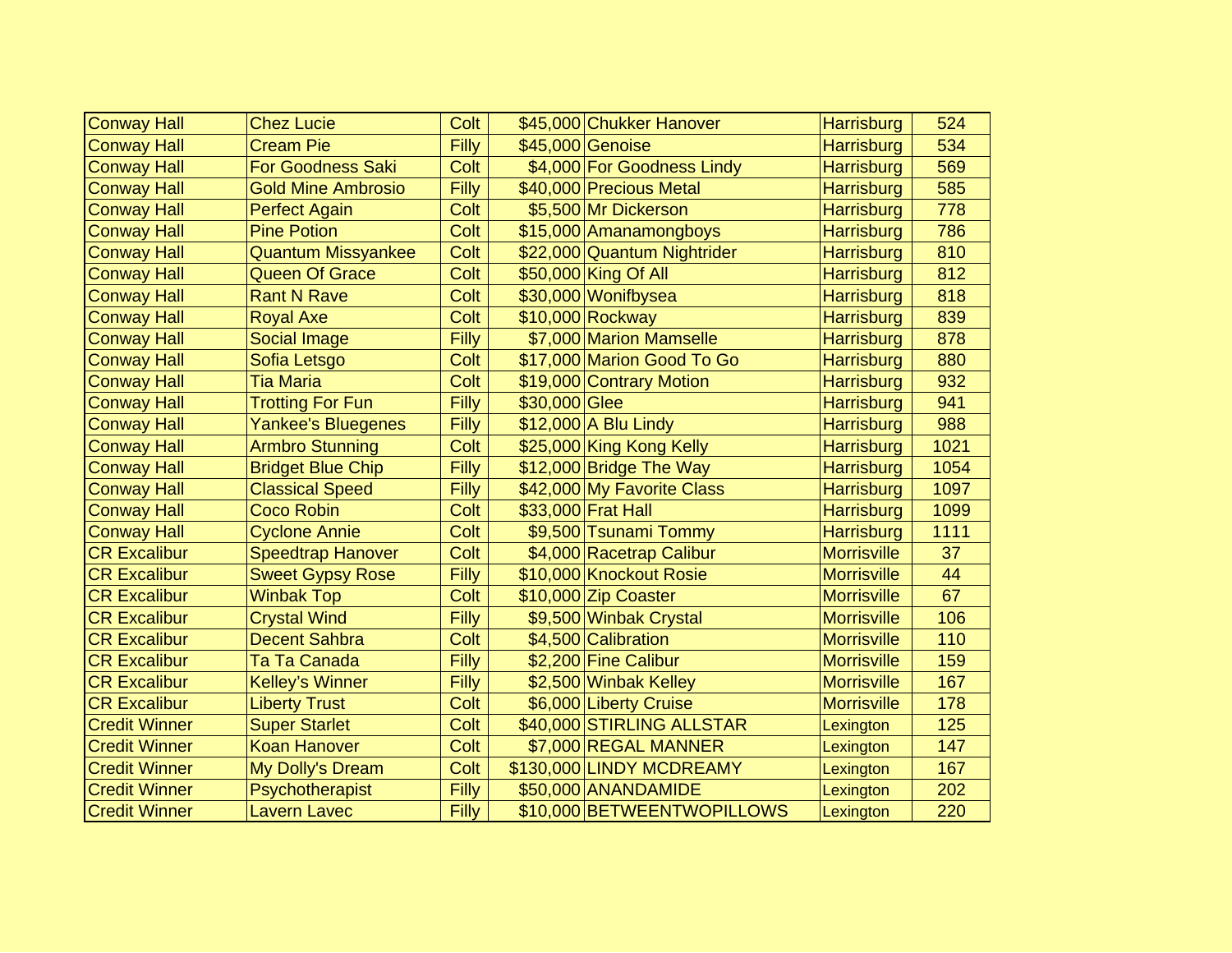| | | | | | | |
|---|---|---|---|---|---|---|
| Conway Hall | Chez Lucie | Colt | $45,000 | Chukker Hanover | Harrisburg | 524 |
| Conway Hall | Cream Pie | Filly | $45,000 | Genoise | Harrisburg | 534 |
| Conway Hall | For Goodness Saki | Colt | $4,000 | For Goodness Lindy | Harrisburg | 569 |
| Conway Hall | Gold Mine Ambrosio | Filly | $40,000 | Precious Metal | Harrisburg | 585 |
| Conway Hall | Perfect Again | Colt | $5,500 | Mr Dickerson | Harrisburg | 778 |
| Conway Hall | Pine Potion | Colt | $15,000 | Amanamongboys | Harrisburg | 786 |
| Conway Hall | Quantum Missyankee | Colt | $22,000 | Quantum Nightrider | Harrisburg | 810 |
| Conway Hall | Queen Of Grace | Colt | $50,000 | King Of All | Harrisburg | 812 |
| Conway Hall | Rant N Rave | Colt | $30,000 | Wonifbysea | Harrisburg | 818 |
| Conway Hall | Royal Axe | Colt | $10,000 | Rockway | Harrisburg | 839 |
| Conway Hall | Social Image | Filly | $7,000 | Marion Mamselle | Harrisburg | 878 |
| Conway Hall | Sofia Letsgo | Colt | $17,000 | Marion Good To Go | Harrisburg | 880 |
| Conway Hall | Tia Maria | Colt | $19,000 | Contrary Motion | Harrisburg | 932 |
| Conway Hall | Trotting For Fun | Filly | $30,000 | Glee | Harrisburg | 941 |
| Conway Hall | Yankee's Bluegenes | Filly | $12,000 | A Blu Lindy | Harrisburg | 988 |
| Conway Hall | Armbro Stunning | Colt | $25,000 | King Kong Kelly | Harrisburg | 1021 |
| Conway Hall | Bridget Blue Chip | Filly | $12,000 | Bridge The Way | Harrisburg | 1054 |
| Conway Hall | Classical Speed | Filly | $42,000 | My Favorite Class | Harrisburg | 1097 |
| Conway Hall | Coco Robin | Colt | $33,000 | Frat Hall | Harrisburg | 1099 |
| Conway Hall | Cyclone Annie | Colt | $9,500 | Tsunami Tommy | Harrisburg | 1111 |
| CR Excalibur | Speedtrap Hanover | Colt | $4,000 | Racetrap Calibur | Morrisville | 37 |
| CR Excalibur | Sweet Gypsy Rose | Filly | $10,000 | Knockout Rosie | Morrisville | 44 |
| CR Excalibur | Winbak Top | Colt | $10,000 | Zip Coaster | Morrisville | 67 |
| CR Excalibur | Crystal Wind | Filly | $9,500 | Winbak Crystal | Morrisville | 106 |
| CR Excalibur | Decent Sahbra | Colt | $4,500 | Calibration | Morrisville | 110 |
| CR Excalibur | Ta Ta Canada | Filly | $2,200 | Fine Calibur | Morrisville | 159 |
| CR Excalibur | Kelley's Winner | Filly | $2,500 | Winbak Kelley | Morrisville | 167 |
| CR Excalibur | Liberty Trust | Colt | $6,000 | Liberty Cruise | Morrisville | 178 |
| Credit Winner | Super Starlet | Colt | $40,000 | STIRLING ALLSTAR | Lexington | 125 |
| Credit Winner | Koan Hanover | Colt | $7,000 | REGAL MANNER | Lexington | 147 |
| Credit Winner | My Dolly's Dream | Colt | $130,000 | LINDY MCDREAMY | Lexington | 167 |
| Credit Winner | Psychotherapist | Filly | $50,000 | ANANDAMIDE | Lexington | 202 |
| Credit Winner | Lavern Lavec | Filly | $10,000 | BETWEENTWOPILLOWS | Lexington | 220 |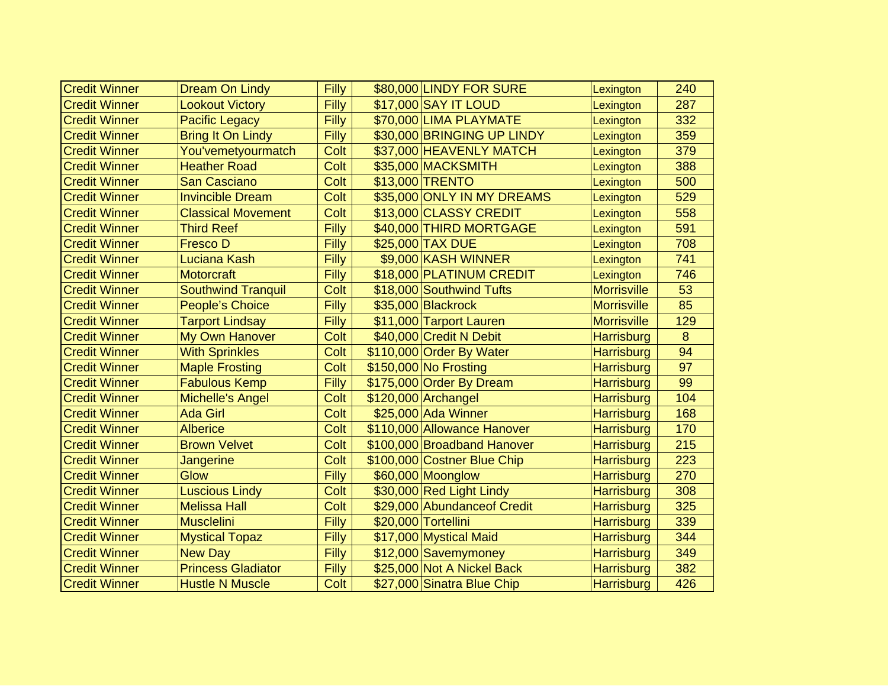| | | | | | | |
|---|---|---|---|---|---|---|
| Credit Winner | Dream On Lindy | Filly | $80,000 | LINDY FOR SURE | Lexington | 240 |
| Credit Winner | Lookout Victory | Filly | $17,000 | SAY IT LOUD | Lexington | 287 |
| Credit Winner | Pacific Legacy | Filly | $70,000 | LIMA PLAYMATE | Lexington | 332 |
| Credit Winner | Bring It On Lindy | Filly | $30,000 | BRINGING UP LINDY | Lexington | 359 |
| Credit Winner | You'vemetyourmatch | Colt | $37,000 | HEAVENLY MATCH | Lexington | 379 |
| Credit Winner | Heather Road | Colt | $35,000 | MACKSMITH | Lexington | 388 |
| Credit Winner | San Casciano | Colt | $13,000 | TRENTO | Lexington | 500 |
| Credit Winner | Invincible Dream | Colt | $35,000 | ONLY IN MY DREAMS | Lexington | 529 |
| Credit Winner | Classical Movement | Colt | $13,000 | CLASSY CREDIT | Lexington | 558 |
| Credit Winner | Third Reef | Filly | $40,000 | THIRD MORTGAGE | Lexington | 591 |
| Credit Winner | Fresco D | Filly | $25,000 | TAX DUE | Lexington | 708 |
| Credit Winner | Luciana Kash | Filly | $9,000 | KASH WINNER | Lexington | 741 |
| Credit Winner | Motorcraft | Filly | $18,000 | PLATINUM CREDIT | Lexington | 746 |
| Credit Winner | Southwind Tranquil | Colt | $18,000 | Southwind Tufts | Morrisville | 53 |
| Credit Winner | People's Choice | Filly | $35,000 | Blackrock | Morrisville | 85 |
| Credit Winner | Tarport Lindsay | Filly | $11,000 | Tarport Lauren | Morrisville | 129 |
| Credit Winner | My Own Hanover | Colt | $40,000 | Credit N Debit | Harrisburg | 8 |
| Credit Winner | With Sprinkles | Colt | $110,000 | Order By Water | Harrisburg | 94 |
| Credit Winner | Maple Frosting | Colt | $150,000 | No Frosting | Harrisburg | 97 |
| Credit Winner | Fabulous Kemp | Filly | $175,000 | Order By Dream | Harrisburg | 99 |
| Credit Winner | Michelle's Angel | Colt | $120,000 | Archangel | Harrisburg | 104 |
| Credit Winner | Ada Girl | Colt | $25,000 | Ada Winner | Harrisburg | 168 |
| Credit Winner | Alberice | Colt | $110,000 | Allowance Hanover | Harrisburg | 170 |
| Credit Winner | Brown Velvet | Colt | $100,000 | Broadband Hanover | Harrisburg | 215 |
| Credit Winner | Jangerine | Colt | $100,000 | Costner Blue Chip | Harrisburg | 223 |
| Credit Winner | Glow | Filly | $60,000 | Moonglow | Harrisburg | 270 |
| Credit Winner | Luscious Lindy | Colt | $30,000 | Red Light Lindy | Harrisburg | 308 |
| Credit Winner | Melissa Hall | Colt | $29,000 | Abundanceof Credit | Harrisburg | 325 |
| Credit Winner | Musclelini | Filly | $20,000 | Tortellini | Harrisburg | 339 |
| Credit Winner | Mystical Topaz | Filly | $17,000 | Mystical Maid | Harrisburg | 344 |
| Credit Winner | New Day | Filly | $12,000 | Savemymoney | Harrisburg | 349 |
| Credit Winner | Princess Gladiator | Filly | $25,000 | Not A Nickel Back | Harrisburg | 382 |
| Credit Winner | Hustle N Muscle | Colt | $27,000 | Sinatra Blue Chip | Harrisburg | 426 |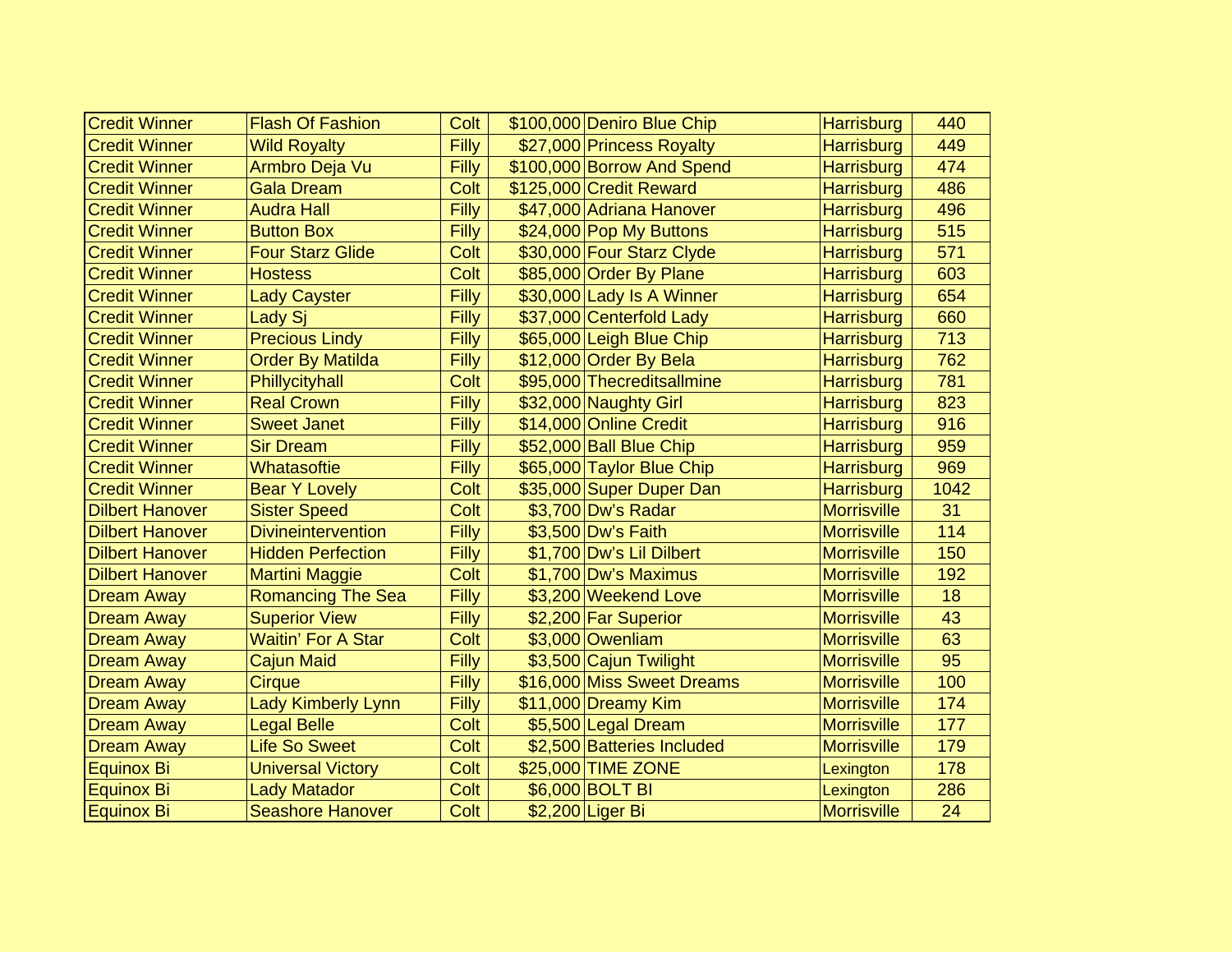| | | | | | | |
|---|---|---|---|---|---|---|
| Credit Winner | Flash Of Fashion | Colt | $100,000 | Deniro Blue Chip | Harrisburg | 440 |
| Credit Winner | Wild Royalty | Filly | $27,000 | Princess Royalty | Harrisburg | 449 |
| Credit Winner | Armbro Deja Vu | Filly | $100,000 | Borrow And Spend | Harrisburg | 474 |
| Credit Winner | Gala Dream | Colt | $125,000 | Credit Reward | Harrisburg | 486 |
| Credit Winner | Audra Hall | Filly | $47,000 | Adriana Hanover | Harrisburg | 496 |
| Credit Winner | Button Box | Filly | $24,000 | Pop My Buttons | Harrisburg | 515 |
| Credit Winner | Four Starz Glide | Colt | $30,000 | Four Starz Clyde | Harrisburg | 571 |
| Credit Winner | Hostess | Colt | $85,000 | Order By Plane | Harrisburg | 603 |
| Credit Winner | Lady Cayster | Filly | $30,000 | Lady Is A Winner | Harrisburg | 654 |
| Credit Winner | Lady Sj | Filly | $37,000 | Centerfold Lady | Harrisburg | 660 |
| Credit Winner | Precious Lindy | Filly | $65,000 | Leigh Blue Chip | Harrisburg | 713 |
| Credit Winner | Order By Matilda | Filly | $12,000 | Order By Bela | Harrisburg | 762 |
| Credit Winner | Phillycityhall | Colt | $95,000 | Thecreditsallmine | Harrisburg | 781 |
| Credit Winner | Real Crown | Filly | $32,000 | Naughty Girl | Harrisburg | 823 |
| Credit Winner | Sweet Janet | Filly | $14,000 | Online Credit | Harrisburg | 916 |
| Credit Winner | Sir Dream | Filly | $52,000 | Ball Blue Chip | Harrisburg | 959 |
| Credit Winner | Whatasoftie | Filly | $65,000 | Taylor Blue Chip | Harrisburg | 969 |
| Credit Winner | Bear Y Lovely | Colt | $35,000 | Super Duper Dan | Harrisburg | 1042 |
| Dilbert Hanover | Sister Speed | Colt | $3,700 | Dw's Radar | Morrisville | 31 |
| Dilbert Hanover | Divineintervention | Filly | $3,500 | Dw's Faith | Morrisville | 114 |
| Dilbert Hanover | Hidden Perfection | Filly | $1,700 | Dw's Lil Dilbert | Morrisville | 150 |
| Dilbert Hanover | Martini Maggie | Colt | $1,700 | Dw's Maximus | Morrisville | 192 |
| Dream Away | Romancing The Sea | Filly | $3,200 | Weekend Love | Morrisville | 18 |
| Dream Away | Superior View | Filly | $2,200 | Far Superior | Morrisville | 43 |
| Dream Away | Waitin' For A Star | Colt | $3,000 | Owenliam | Morrisville | 63 |
| Dream Away | Cajun Maid | Filly | $3,500 | Cajun Twilight | Morrisville | 95 |
| Dream Away | Cirque | Filly | $16,000 | Miss Sweet Dreams | Morrisville | 100 |
| Dream Away | Lady Kimberly Lynn | Filly | $11,000 | Dreamy Kim | Morrisville | 174 |
| Dream Away | Legal Belle | Colt | $5,500 | Legal Dream | Morrisville | 177 |
| Dream Away | Life So Sweet | Colt | $2,500 | Batteries Included | Morrisville | 179 |
| Equinox Bi | Universal Victory | Colt | $25,000 | TIME ZONE | Lexington | 178 |
| Equinox Bi | Lady Matador | Colt | $6,000 | BOLT BI | Lexington | 286 |
| Equinox Bi | Seashore Hanover | Colt | $2,200 | Liger Bi | Morrisville | 24 |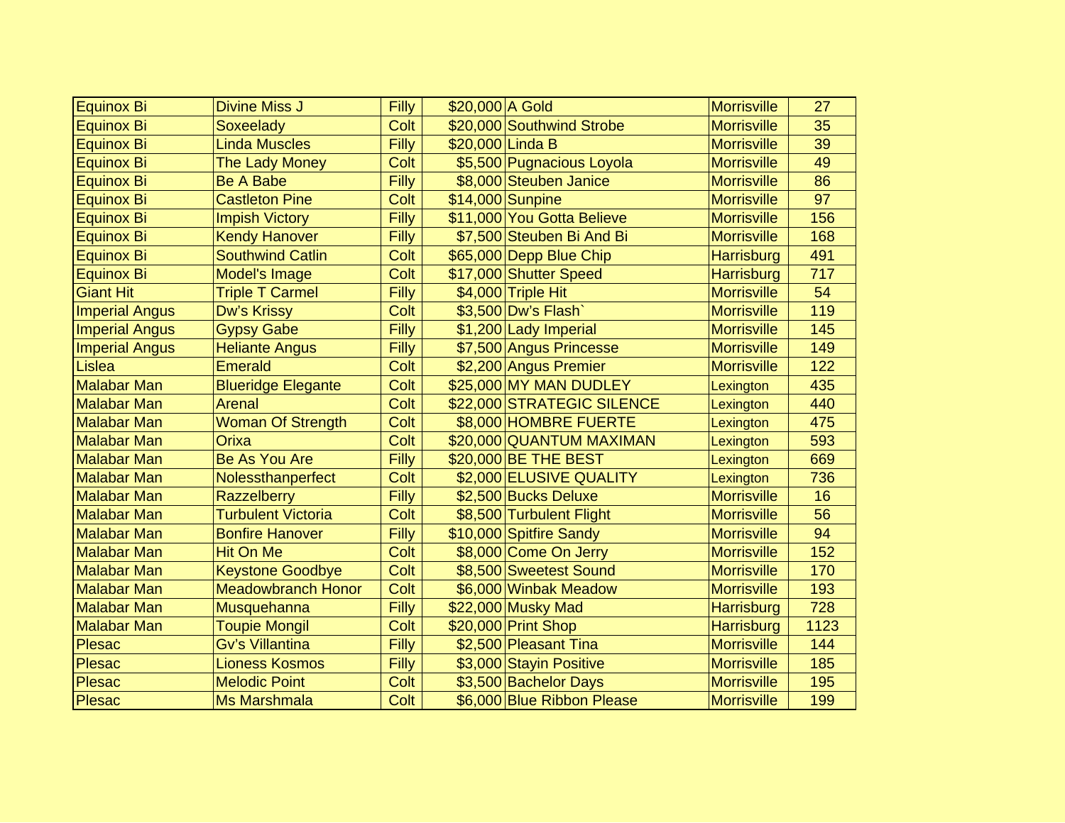| | | | | | | |
|---|---|---|---|---|---|---|
| Equinox Bi | Divine Miss J | Filly | $20,000 | A Gold | Morrisville | 27 |
| Equinox Bi | Soxeelady | Colt | $20,000 | Southwind Strobe | Morrisville | 35 |
| Equinox Bi | Linda Muscles | Filly | $20,000 | Linda B | Morrisville | 39 |
| Equinox Bi | The Lady Money | Colt | $5,500 | Pugnacious Loyola | Morrisville | 49 |
| Equinox Bi | Be A Babe | Filly | $8,000 | Steuben Janice | Morrisville | 86 |
| Equinox Bi | Castleton Pine | Colt | $14,000 | Sunpine | Morrisville | 97 |
| Equinox Bi | Impish Victory | Filly | $11,000 | You Gotta Believe | Morrisville | 156 |
| Equinox Bi | Kendy Hanover | Filly | $7,500 | Steuben Bi And Bi | Morrisville | 168 |
| Equinox Bi | Southwind Catlin | Colt | $65,000 | Depp Blue Chip | Harrisburg | 491 |
| Equinox Bi | Model's Image | Colt | $17,000 | Shutter Speed | Harrisburg | 717 |
| Giant Hit | Triple T Carmel | Filly | $4,000 | Triple Hit | Morrisville | 54 |
| Imperial Angus | Dw's Krissy | Colt | $3,500 | Dw's Flash` | Morrisville | 119 |
| Imperial Angus | Gypsy Gabe | Filly | $1,200 | Lady Imperial | Morrisville | 145 |
| Imperial Angus | Heliante Angus | Filly | $7,500 | Angus Princesse | Morrisville | 149 |
| Lislea | Emerald | Colt | $2,200 | Angus Premier | Morrisville | 122 |
| Malabar Man | Blueridge Elegante | Colt | $25,000 | MY MAN DUDLEY | Lexington | 435 |
| Malabar Man | Arenal | Colt | $22,000 | STRATEGIC SILENCE | Lexington | 440 |
| Malabar Man | Woman Of Strength | Colt | $8,000 | HOMBRE FUERTE | Lexington | 475 |
| Malabar Man | Orixa | Colt | $20,000 | QUANTUM MAXIMAN | Lexington | 593 |
| Malabar Man | Be As You Are | Filly | $20,000 | BE THE BEST | Lexington | 669 |
| Malabar Man | Nolessthanperfect | Colt | $2,000 | ELUSIVE QUALITY | Lexington | 736 |
| Malabar Man | Razzelberry | Filly | $2,500 | Bucks Deluxe | Morrisville | 16 |
| Malabar Man | Turbulent Victoria | Colt | $8,500 | Turbulent Flight | Morrisville | 56 |
| Malabar Man | Bonfire Hanover | Filly | $10,000 | Spitfire Sandy | Morrisville | 94 |
| Malabar Man | Hit On Me | Colt | $8,000 | Come On Jerry | Morrisville | 152 |
| Malabar Man | Keystone Goodbye | Colt | $8,500 | Sweetest Sound | Morrisville | 170 |
| Malabar Man | Meadowbranch Honor | Colt | $6,000 | Winbak Meadow | Morrisville | 193 |
| Malabar Man | Musquehanna | Filly | $22,000 | Musky Mad | Harrisburg | 728 |
| Malabar Man | Toupie Mongil | Colt | $20,000 | Print Shop | Harrisburg | 1123 |
| Plesac | Gv's Villantina | Filly | $2,500 | Pleasant Tina | Morrisville | 144 |
| Plesac | Lioness Kosmos | Filly | $3,000 | Stayin Positive | Morrisville | 185 |
| Plesac | Melodic Point | Colt | $3,500 | Bachelor Days | Morrisville | 195 |
| Plesac | Ms Marshmala | Colt | $6,000 | Blue Ribbon Please | Morrisville | 199 |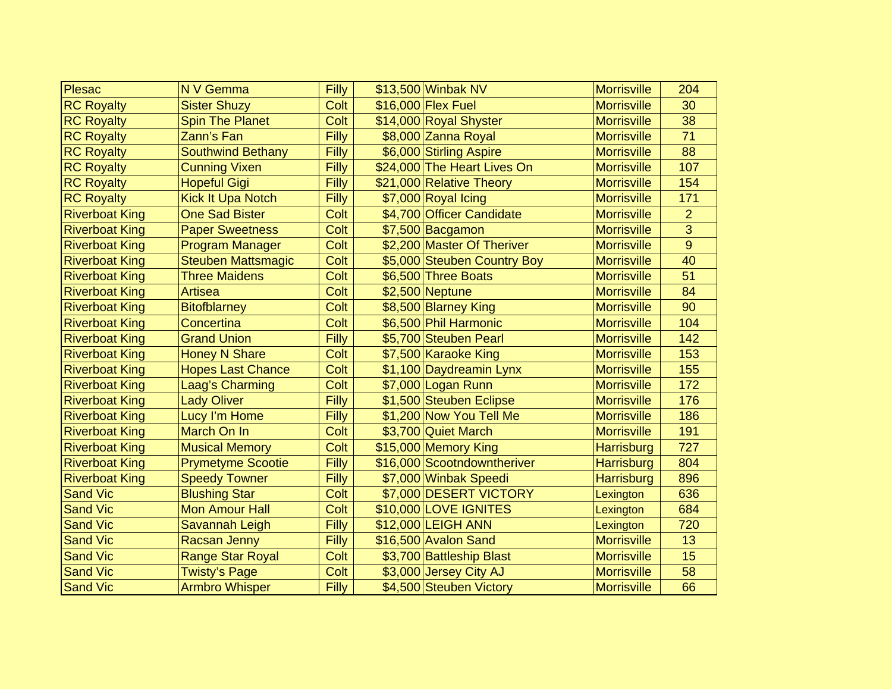| | | | | | | |
|---|---|---|---|---|---|---|
| Plesac | N V Gemma | Filly | $13,500 | Winbak NV | Morrisville | 204 |
| RC Royalty | Sister Shuzy | Colt | $16,000 | Flex Fuel | Morrisville | 30 |
| RC Royalty | Spin The Planet | Colt | $14,000 | Royal Shyster | Morrisville | 38 |
| RC Royalty | Zann's Fan | Filly | $8,000 | Zanna Royal | Morrisville | 71 |
| RC Royalty | Southwind Bethany | Filly | $6,000 | Stirling Aspire | Morrisville | 88 |
| RC Royalty | Cunning Vixen | Filly | $24,000 | The Heart Lives On | Morrisville | 107 |
| RC Royalty | Hopeful Gigi | Filly | $21,000 | Relative Theory | Morrisville | 154 |
| RC Royalty | Kick It Upa Notch | Filly | $7,000 | Royal Icing | Morrisville | 171 |
| Riverboat King | One Sad Bister | Colt | $4,700 | Officer Candidate | Morrisville | 2 |
| Riverboat King | Paper Sweetness | Colt | $7,500 | Bacgamon | Morrisville | 3 |
| Riverboat King | Program Manager | Colt | $2,200 | Master Of Theriver | Morrisville | 9 |
| Riverboat King | Steuben Mattsmagic | Colt | $5,000 | Steuben Country Boy | Morrisville | 40 |
| Riverboat King | Three Maidens | Colt | $6,500 | Three Boats | Morrisville | 51 |
| Riverboat King | Artisea | Colt | $2,500 | Neptune | Morrisville | 84 |
| Riverboat King | Bitofblarney | Colt | $8,500 | Blarney King | Morrisville | 90 |
| Riverboat King | Concertina | Colt | $6,500 | Phil Harmonic | Morrisville | 104 |
| Riverboat King | Grand Union | Filly | $5,700 | Steuben Pearl | Morrisville | 142 |
| Riverboat King | Honey N Share | Colt | $7,500 | Karaoke King | Morrisville | 153 |
| Riverboat King | Hopes Last Chance | Colt | $1,100 | Daydreamin Lynx | Morrisville | 155 |
| Riverboat King | Laag's Charming | Colt | $7,000 | Logan Runn | Morrisville | 172 |
| Riverboat King | Lady Oliver | Filly | $1,500 | Steuben Eclipse | Morrisville | 176 |
| Riverboat King | Lucy I'm Home | Filly | $1,200 | Now You Tell Me | Morrisville | 186 |
| Riverboat King | March On In | Colt | $3,700 | Quiet March | Morrisville | 191 |
| Riverboat King | Musical Memory | Colt | $15,000 | Memory King | Harrisburg | 727 |
| Riverboat King | Prymetyme Scootie | Filly | $16,000 | Scootndowntheriver | Harrisburg | 804 |
| Riverboat King | Speedy Towner | Filly | $7,000 | Winbak Speedi | Harrisburg | 896 |
| Sand Vic | Blushing Star | Colt | $7,000 | DESERT VICTORY | Lexington | 636 |
| Sand Vic | Mon Amour Hall | Colt | $10,000 | LOVE IGNITES | Lexington | 684 |
| Sand Vic | Savannah Leigh | Filly | $12,000 | LEIGH ANN | Lexington | 720 |
| Sand Vic | Racsan Jenny | Filly | $16,500 | Avalon Sand | Morrisville | 13 |
| Sand Vic | Range Star Royal | Colt | $3,700 | Battleship Blast | Morrisville | 15 |
| Sand Vic | Twisty's Page | Colt | $3,000 | Jersey City AJ | Morrisville | 58 |
| Sand Vic | Armbro Whisper | Filly | $4,500 | Steuben Victory | Morrisville | 66 |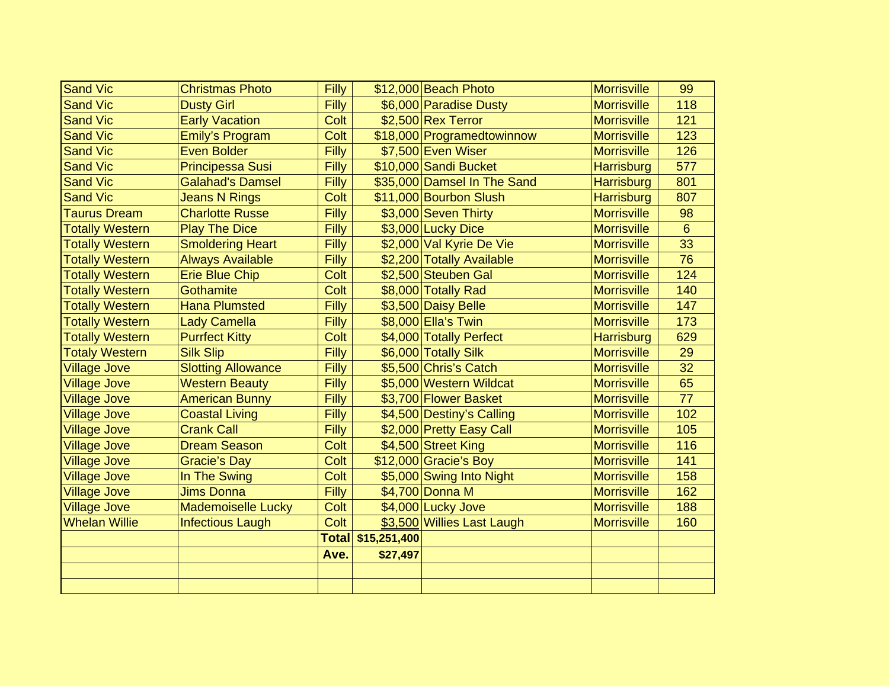| | | | | | | |
|---|---|---|---|---|---|---|
| Sand Vic | Christmas Photo | Filly | $12,000 | Beach Photo | Morrisville | 99 |
| Sand Vic | Dusty Girl | Filly | $6,000 | Paradise Dusty | Morrisville | 118 |
| Sand Vic | Early Vacation | Colt | $2,500 | Rex Terror | Morrisville | 121 |
| Sand Vic | Emily's Program | Colt | $18,000 | Programedtowinnow | Morrisville | 123 |
| Sand Vic | Even Bolder | Filly | $7,500 | Even Wiser | Morrisville | 126 |
| Sand Vic | Principessa Susi | Filly | $10,000 | Sandi Bucket | Harrisburg | 577 |
| Sand Vic | Galahad's Damsel | Filly | $35,000 | Damsel In The Sand | Harrisburg | 801 |
| Sand Vic | Jeans N Rings | Colt | $11,000 | Bourbon Slush | Harrisburg | 807 |
| Taurus Dream | Charlotte Russe | Filly | $3,000 | Seven Thirty | Morrisville | 98 |
| Totally Western | Play The Dice | Filly | $3,000 | Lucky Dice | Morrisville | 6 |
| Totally Western | Smoldering Heart | Filly | $2,000 | Val Kyrie De Vie | Morrisville | 33 |
| Totally Western | Always Available | Filly | $2,200 | Totally Available | Morrisville | 76 |
| Totally Western | Erie Blue Chip | Colt | $2,500 | Steuben Gal | Morrisville | 124 |
| Totally Western | Gothamite | Colt | $8,000 | Totally Rad | Morrisville | 140 |
| Totally Western | Hana Plumsted | Filly | $3,500 | Daisy Belle | Morrisville | 147 |
| Totally Western | Lady Camella | Filly | $8,000 | Ella's Twin | Morrisville | 173 |
| Totally Western | Purrfect Kitty | Colt | $4,000 | Totally Perfect | Harrisburg | 629 |
| Totaly Western | Silk Slip | Filly | $6,000 | Totally Silk | Morrisville | 29 |
| Village Jove | Slotting Allowance | Filly | $5,500 | Chris's Catch | Morrisville | 32 |
| Village Jove | Western Beauty | Filly | $5,000 | Western Wildcat | Morrisville | 65 |
| Village Jove | American Bunny | Filly | $3,700 | Flower Basket | Morrisville | 77 |
| Village Jove | Coastal Living | Filly | $4,500 | Destiny's Calling | Morrisville | 102 |
| Village Jove | Crank Call | Filly | $2,000 | Pretty Easy Call | Morrisville | 105 |
| Village Jove | Dream Season | Colt | $4,500 | Street King | Morrisville | 116 |
| Village Jove | Gracie's Day | Colt | $12,000 | Gracie's Boy | Morrisville | 141 |
| Village Jove | In The Swing | Colt | $5,000 | Swing Into Night | Morrisville | 158 |
| Village Jove | Jims Donna | Filly | $4,700 | Donna M | Morrisville | 162 |
| Village Jove | Mademoiselle Lucky | Colt | $4,000 | Lucky Jove | Morrisville | 188 |
| Whelan Willie | Infectious Laugh | Colt | $3,500 | Willies Last Laugh | Morrisville | 160 |
| | | **Total** | **$15,251,400** | | | |
| | | **Ave.** | **$27,497** | | | |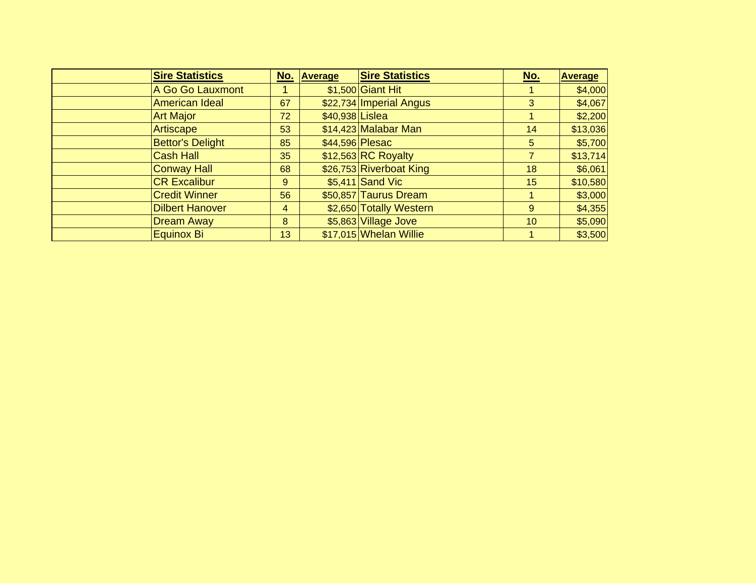| | Sire Statistics | No. | Average | Sire Statistics | No. | Average |
|---|---|---|---|---|---|---|
| | A Go Go Lauxmont | 1 | $1,500 | Giant Hit | 1 | $4,000 |
| | American Ideal | 67 | $22,734 | Imperial Angus | 3 | $4,067 |
| | Art Major | 72 | $40,938 | Lislea | 1 | $2,200 |
| | Artiscape | 53 | $14,423 | Malabar Man | 14 | $13,036 |
| | Bettor's Delight | 85 | $44,596 | Plesac | 5 | $5,700 |
| | Cash Hall | 35 | $12,563 | RC Royalty | 7 | $13,714 |
| | Conway Hall | 68 | $26,753 | Riverboat King | 18 | $6,061 |
| | CR Excalibur | 9 | $5,411 | Sand Vic | 15 | $10,580 |
| | Credit Winner | 56 | $50,857 | Taurus Dream | 1 | $3,000 |
| | Dilbert Hanover | 4 | $2,650 | Totally Western | 9 | $4,355 |
| | Dream Away | 8 | $5,863 | Village Jove | 10 | $5,090 |
| | Equinox Bi | 13 | $17,015 | Whelan Willie | 1 | $3,500 |